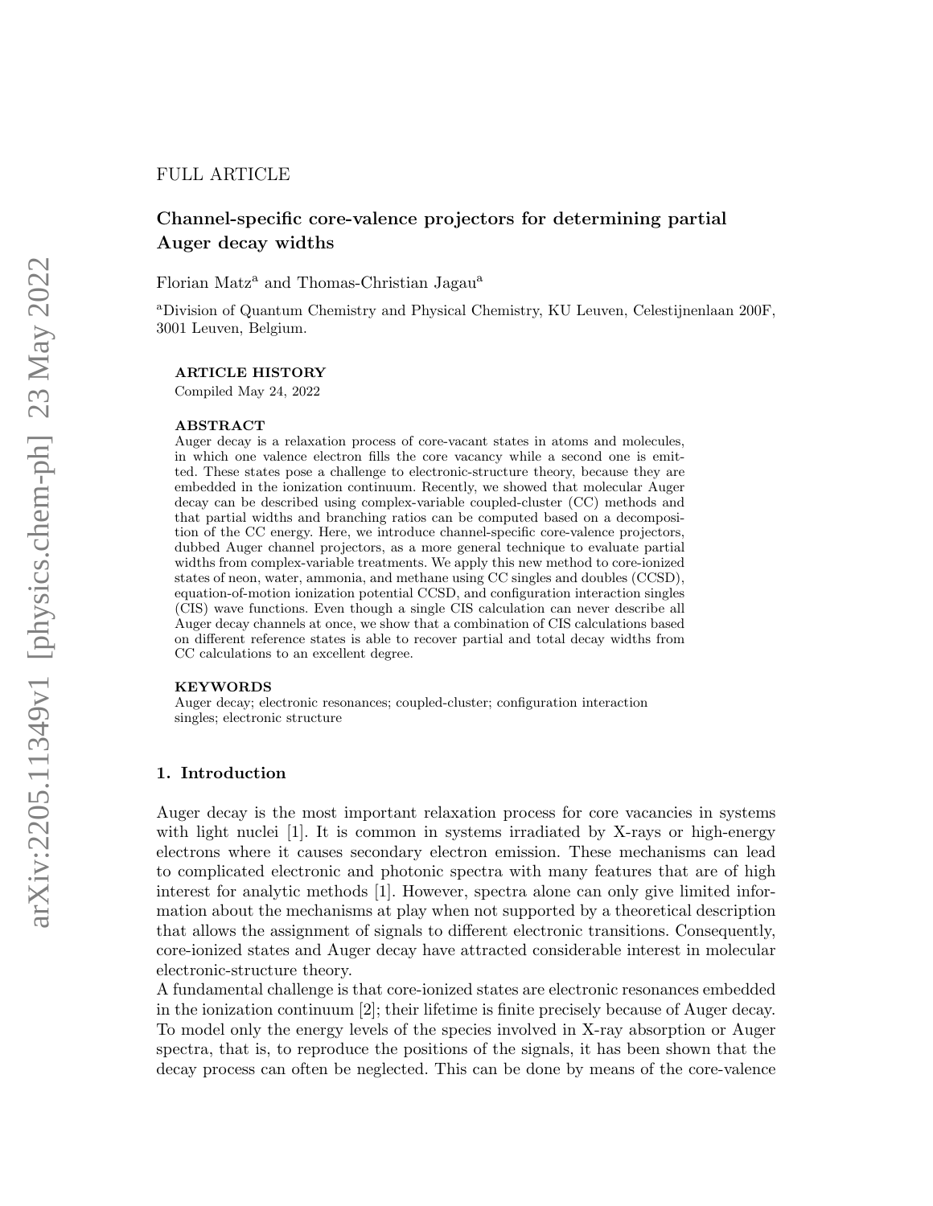FULL ARTICLE

# Channel-specific core-valence projectors for determining partial Auger decay widths

Florian Matz[a] and Thomas-Christian Jagau[a]

[a]Division of Quantum Chemistry and Physical Chemistry, KU Leuven, Celestijnenlaan 200F, 3001 Leuven, Belgium.

**ARTICLE HISTORY**

Compiled May 24, 2022

**ABSTRACT**

Auger decay is a relaxation process of core-vacant states in atoms and molecules, in which one valence electron fills the core vacancy while a second one is emitted. These states pose a challenge to electronic-structure theory, because they are embedded in the ionization continuum. Recently, we showed that molecular Auger decay can be described using complex-variable coupled-cluster (CC) methods and that partial widths and branching ratios can be computed based on a decomposition of the CC energy. Here, we introduce channel-specific core-valence projectors, dubbed Auger channel projectors, as a more general technique to evaluate partial widths from complex-variable treatments. We apply this new method to core-ionized states of neon, water, ammonia, and methane using CC singles and doubles (CCSD), equation-of-motion ionization potential CCSD, and configuration interaction singles (CIS) wave functions. Even though a single CIS calculation can never describe all Auger decay channels at once, we show that a combination of CIS calculations based on different reference states is able to recover partial and total decay widths from CC calculations to an excellent degree.

**KEYWORDS**

Auger decay; electronic resonances; coupled-cluster; configuration interaction singles; electronic structure

## 1. Introduction

Auger decay is the most important relaxation process for core vacancies in systems with light nuclei [1]. It is common in systems irradiated by X-rays or high-energy electrons where it causes secondary electron emission. These mechanisms can lead to complicated electronic and photonic spectra with many features that are of high interest for analytic methods [1]. However, spectra alone can only give limited information about the mechanisms at play when not supported by a theoretical description that allows the assignment of signals to different electronic transitions. Consequently, core-ionized states and Auger decay have attracted considerable interest in molecular electronic-structure theory.

A fundamental challenge is that core-ionized states are electronic resonances embedded in the ionization continuum [2]; their lifetime is finite precisely because of Auger decay. To model only the energy levels of the species involved in X-ray absorption or Auger spectra, that is, to reproduce the positions of the signals, it has been shown that the decay process can often be neglected. This can be done by means of the core-valence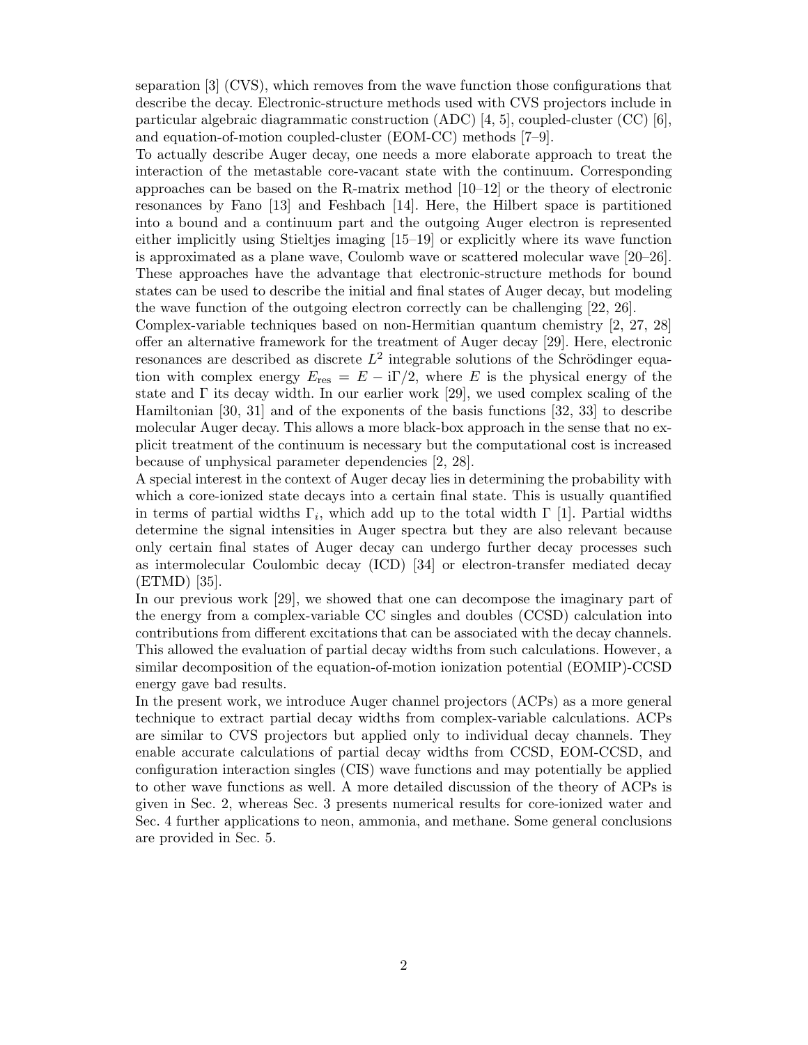separation [3] (CVS), which removes from the wave function those configurations that describe the decay. Electronic-structure methods used with CVS projectors include in particular algebraic diagrammatic construction (ADC) [4, 5], coupled-cluster (CC) [6], and equation-of-motion coupled-cluster (EOM-CC) methods [7–9].

To actually describe Auger decay, one needs a more elaborate approach to treat the interaction of the metastable core-vacant state with the continuum. Corresponding approaches can be based on the R-matrix method [10–12] or the theory of electronic resonances by Fano [13] and Feshbach [14]. Here, the Hilbert space is partitioned into a bound and a continuum part and the outgoing Auger electron is represented either implicitly using Stieltjes imaging [15–19] or explicitly where its wave function is approximated as a plane wave, Coulomb wave or scattered molecular wave [20–26]. These approaches have the advantage that electronic-structure methods for bound states can be used to describe the initial and final states of Auger decay, but modeling the wave function of the outgoing electron correctly can be challenging [22, 26].

Complex-variable techniques based on non-Hermitian quantum chemistry [2, 27, 28] offer an alternative framework for the treatment of Auger decay [29]. Here, electronic resonances are described as discrete $L^2$ integrable solutions of the Schrödinger equation with complex energy $E_{\mathrm{res}} = E - \mathrm{i}\Gamma/2$, where $E$ is the physical energy of the state and $\Gamma$ its decay width. In our earlier work [29], we used complex scaling of the Hamiltonian [30, 31] and of the exponents of the basis functions [32, 33] to describe molecular Auger decay. This allows a more black-box approach in the sense that no explicit treatment of the continuum is necessary but the computational cost is increased because of unphysical parameter dependencies [2, 28].

A special interest in the context of Auger decay lies in determining the probability with which a core-ionized state decays into a certain final state. This is usually quantified in terms of partial widths $\Gamma_i$, which add up to the total width $\Gamma$ [1]. Partial widths determine the signal intensities in Auger spectra but they are also relevant because only certain final states of Auger decay can undergo further decay processes such as intermolecular Coulombic decay (ICD) [34] or electron-transfer mediated decay (ETMD) [35].

In our previous work [29], we showed that one can decompose the imaginary part of the energy from a complex-variable CC singles and doubles (CCSD) calculation into contributions from different excitations that can be associated with the decay channels. This allowed the evaluation of partial decay widths from such calculations. However, a similar decomposition of the equation-of-motion ionization potential (EOMIP)-CCSD energy gave bad results.

In the present work, we introduce Auger channel projectors (ACPs) as a more general technique to extract partial decay widths from complex-variable calculations. ACPs are similar to CVS projectors but applied only to individual decay channels. They enable accurate calculations of partial decay widths from CCSD, EOM-CCSD, and configuration interaction singles (CIS) wave functions and may potentially be applied to other wave functions as well. A more detailed discussion of the theory of ACPs is given in Sec. 2, whereas Sec. 3 presents numerical results for core-ionized water and Sec. 4 further applications to neon, ammonia, and methane. Some general conclusions are provided in Sec. 5.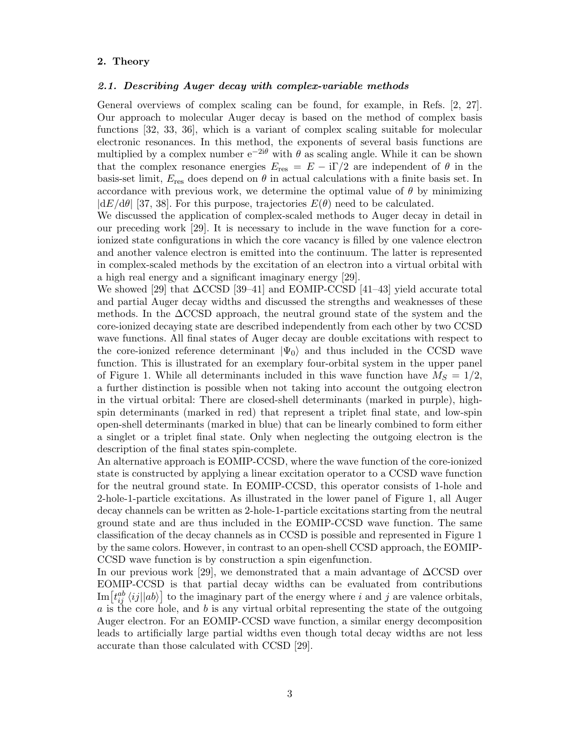## 2. Theory

### *2.1. Describing Auger decay with complex-variable methods*

General overviews of complex scaling can be found, for example, in Refs. [2, 27]. Our approach to molecular Auger decay is based on the method of complex basis functions [32, 33, 36], which is a variant of complex scaling suitable for molecular electronic resonances. In this method, the exponents of several basis functions are multiplied by a complex number $e^{-2i\theta}$ with $\theta$ as scaling angle. While it can be shown that the complex resonance energies $E_{\text{res}} = E - i\Gamma/2$ are independent of $\theta$ in the basis-set limit, $E_{\text{res}}$ does depend on $\theta$ in actual calculations with a finite basis set. In accordance with previous work, we determine the optimal value of $\theta$ by minimizing $|dE/d\theta|$ [37, 38]. For this purpose, trajectories $E(\theta)$ need to be calculated.

We discussed the application of complex-scaled methods to Auger decay in detail in our preceding work [29]. It is necessary to include in the wave function for a core-ionized state configurations in which the core vacancy is filled by one valence electron and another valence electron is emitted into the continuum. The latter is represented in complex-scaled methods by the excitation of an electron into a virtual orbital with a high real energy and a significant imaginary energy [29].

We showed [29] that ΔCCSD [39–41] and EOMIP-CCSD [41–43] yield accurate total and partial Auger decay widths and discussed the strengths and weaknesses of these methods. In the ΔCCSD approach, the neutral ground state of the system and the core-ionized decaying state are described independently from each other by two CCSD wave functions. All final states of Auger decay are double excitations with respect to the core-ionized reference determinant $|\Psi_0\rangle$ and thus included in the CCSD wave function. This is illustrated for an exemplary four-orbital system in the upper panel of Figure 1. While all determinants included in this wave function have $M_S = 1/2$, a further distinction is possible when not taking into account the outgoing electron in the virtual orbital: There are closed-shell determinants (marked in purple), high-spin determinants (marked in red) that represent a triplet final state, and low-spin open-shell determinants (marked in blue) that can be linearly combined to form either a singlet or a triplet final state. Only when neglecting the outgoing electron is the description of the final states spin-complete.

An alternative approach is EOMIP-CCSD, where the wave function of the core-ionized state is constructed by applying a linear excitation operator to a CCSD wave function for the neutral ground state. In EOMIP-CCSD, this operator consists of 1-hole and 2-hole-1-particle excitations. As illustrated in the lower panel of Figure 1, all Auger decay channels can be written as 2-hole-1-particle excitations starting from the neutral ground state and are thus included in the EOMIP-CCSD wave function. The same classification of the decay channels as in CCSD is possible and represented in Figure 1 by the same colors. However, in contrast to an open-shell CCSD approach, the EOMIP-CCSD wave function is by construction a spin eigenfunction.

In our previous work [29], we demonstrated that a main advantage of ΔCCSD over EOMIP-CCSD is that partial decay widths can be evaluated from contributions $\text{Im}\big[t_{ij}^{ab}\,\langle ij||ab\rangle\big]$ to the imaginary part of the energy where $i$ and $j$ are valence orbitals, $a$ is the core hole, and $b$ is any virtual orbital representing the state of the outgoing Auger electron. For an EOMIP-CCSD wave function, a similar energy decomposition leads to artificially large partial widths even though total decay widths are not less accurate than those calculated with CCSD [29].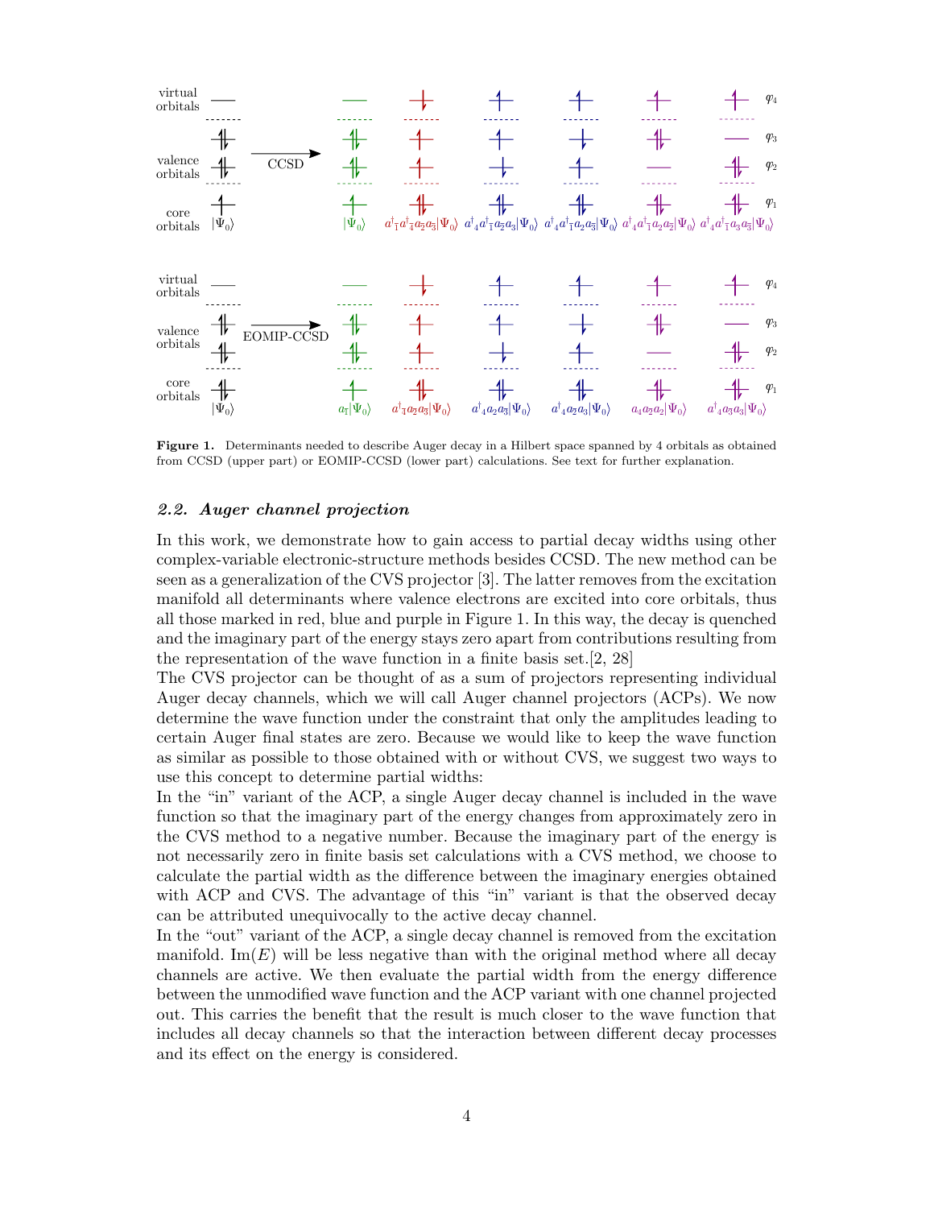**Figure 1.** Determinants needed to describe Auger decay in a Hilbert space spanned by 4 orbitals as obtained from CCSD (upper part) or EOMIP-CCSD (lower part) calculations. See text for further explanation.

### *2.2. Auger channel projection*

In this work, we demonstrate how to gain access to partial decay widths using other complex-variable electronic-structure methods besides CCSD. The new method can be seen as a generalization of the CVS projector [3]. The latter removes from the excitation manifold all determinants where valence electrons are excited into core orbitals, thus all those marked in red, blue and purple in Figure 1. In this way, the decay is quenched and the imaginary part of the energy stays zero apart from contributions resulting from the representation of the wave function in a finite basis set.[2, 28]

The CVS projector can be thought of as a sum of projectors representing individual Auger decay channels, which we will call Auger channel projectors (ACPs). We now determine the wave function under the constraint that only the amplitudes leading to certain Auger final states are zero. Because we would like to keep the wave function as similar as possible to those obtained with or without CVS, we suggest two ways to use this concept to determine partial widths:

In the "in" variant of the ACP, a single Auger decay channel is included in the wave function so that the imaginary part of the energy changes from approximately zero in the CVS method to a negative number. Because the imaginary part of the energy is not necessarily zero in finite basis set calculations with a CVS method, we choose to calculate the partial width as the difference between the imaginary energies obtained with ACP and CVS. The advantage of this "in" variant is that the observed decay can be attributed unequivocally to the active decay channel.

In the "out" variant of the ACP, a single decay channel is removed from the excitation manifold. $\text{Im}(E)$ will be less negative than with the original method where all decay channels are active. We then evaluate the partial width from the energy difference between the unmodified wave function and the ACP variant with one channel projected out. This carries the benefit that the result is much closer to the wave function that includes all decay channels so that the interaction between different decay processes and its effect on the energy is considered.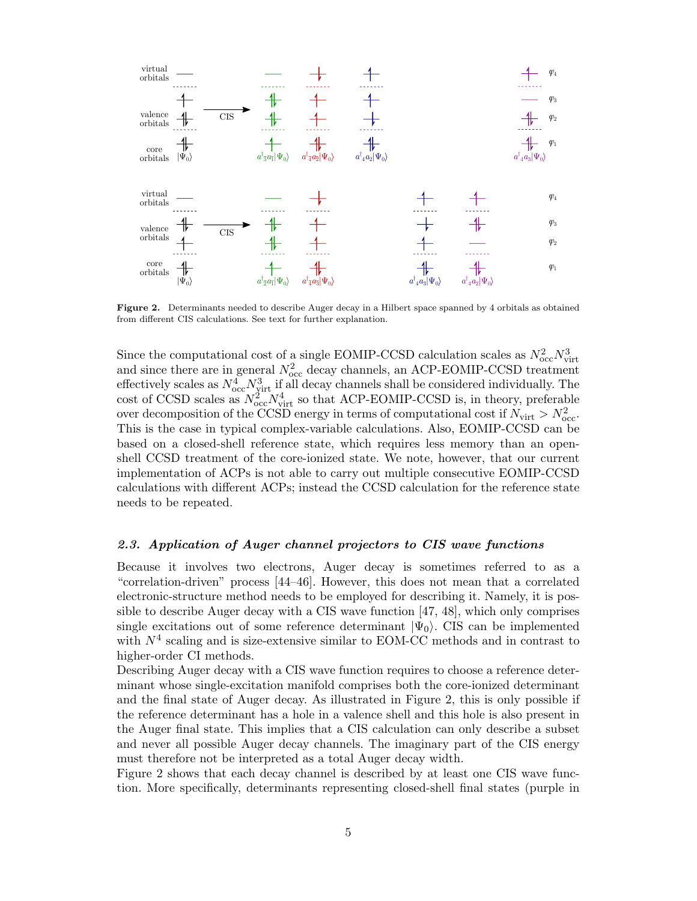**Figure 2.** Determinants needed to describe Auger decay in a Hilbert space spanned by 4 orbitals as obtained from different CIS calculations. See text for further explanation.

Since the computational cost of a single EOMIP-CCSD calculation scales as $N_{\rm occ}^2 N_{\rm virt}^3$ and since there are in general $N_{\rm occ}^2$ decay channels, an ACP-EOMIP-CCSD treatment effectively scales as $N_{\rm occ}^4 N_{\rm virt}^3$ if all decay channels shall be considered individually. The cost of CCSD scales as $N_{\rm occ}^2 N_{\rm virt}^4$ so that ACP-EOMIP-CCSD is, in theory, preferable over decomposition of the CCSD energy in terms of computational cost if $N_{\rm virt} > N_{\rm occ}^2$. This is the case in typical complex-variable calculations. Also, EOMIP-CCSD can be based on a closed-shell reference state, which requires less memory than an open-shell CCSD treatment of the core-ionized state. We note, however, that our current implementation of ACPs is not able to carry out multiple consecutive EOMIP-CCSD calculations with different ACPs; instead the CCSD calculation for the reference state needs to be repeated.

### *2.3. Application of Auger channel projectors to CIS wave functions*

Because it involves two electrons, Auger decay is sometimes referred to as a "correlation-driven" process [44–46]. However, this does not mean that a correlated electronic-structure method needs to be employed for describing it. Namely, it is possible to describe Auger decay with a CIS wave function [47, 48], which only comprises single excitations out of some reference determinant $|\Psi_0\rangle$. CIS can be implemented with $N^4$ scaling and is size-extensive similar to EOM-CC methods and in contrast to higher-order CI methods.

Describing Auger decay with a CIS wave function requires to choose a reference determinant whose single-excitation manifold comprises both the core-ionized determinant and the final state of Auger decay. As illustrated in Figure 2, this is only possible if the reference determinant has a hole in a valence shell and this hole is also present in the Auger final state. This implies that a CIS calculation can only describe a subset and never all possible Auger decay channels. The imaginary part of the CIS energy must therefore not be interpreted as a total Auger decay width.

Figure 2 shows that each decay channel is described by at least one CIS wave function. More specifically, determinants representing closed-shell final states (purple in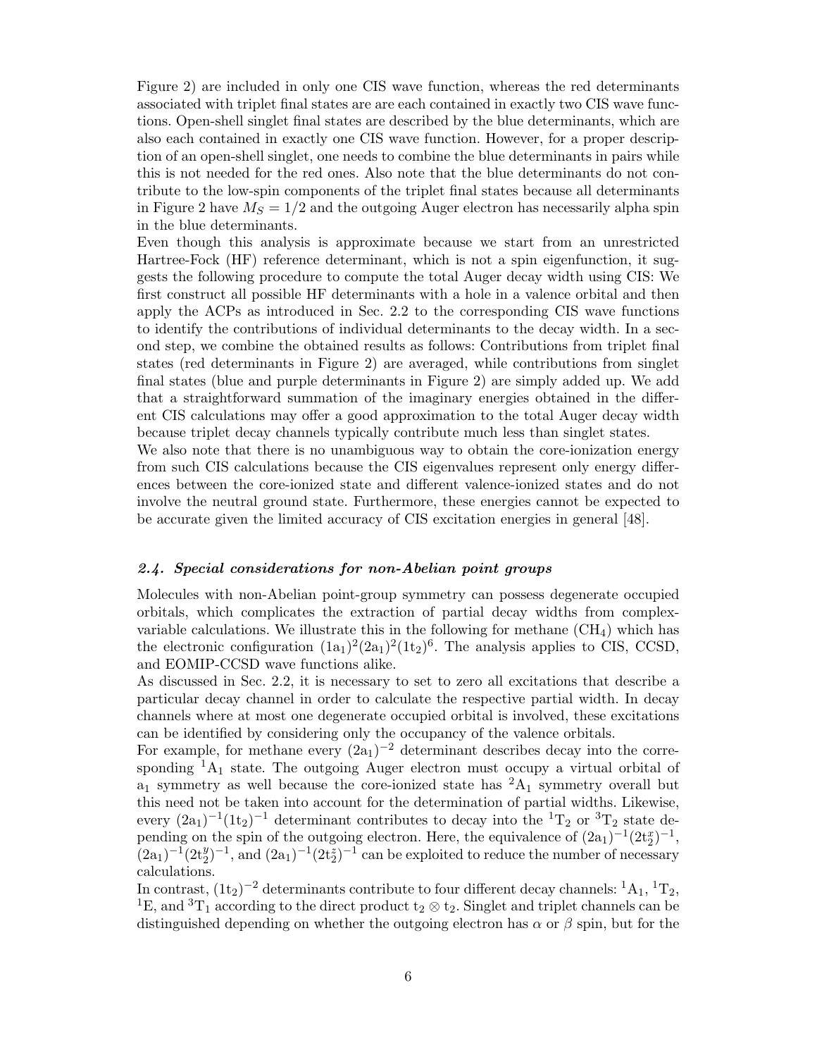Figure 2) are included in only one CIS wave function, whereas the red determinants associated with triplet final states are are each contained in exactly two CIS wave functions. Open-shell singlet final states are described by the blue determinants, which are also each contained in exactly one CIS wave function. However, for a proper description of an open-shell singlet, one needs to combine the blue determinants in pairs while this is not needed for the red ones. Also note that the blue determinants do not contribute to the low-spin components of the triplet final states because all determinants in Figure 2 have $M_S = 1/2$ and the outgoing Auger electron has necessarily alpha spin in the blue determinants.

Even though this analysis is approximate because we start from an unrestricted Hartree-Fock (HF) reference determinant, which is not a spin eigenfunction, it suggests the following procedure to compute the total Auger decay width using CIS: We first construct all possible HF determinants with a hole in a valence orbital and then apply the ACPs as introduced in Sec. 2.2 to the corresponding CIS wave functions to identify the contributions of individual determinants to the decay width. In a second step, we combine the obtained results as follows: Contributions from triplet final states (red determinants in Figure 2) are averaged, while contributions from singlet final states (blue and purple determinants in Figure 2) are simply added up. We add that a straightforward summation of the imaginary energies obtained in the different CIS calculations may offer a good approximation to the total Auger decay width because triplet decay channels typically contribute much less than singlet states.

We also note that there is no unambiguous way to obtain the core-ionization energy from such CIS calculations because the CIS eigenvalues represent only energy differences between the core-ionized state and different valence-ionized states and do not involve the neutral ground state. Furthermore, these energies cannot be expected to be accurate given the limited accuracy of CIS excitation energies in general [48].

### 2.4. Special considerations for non-Abelian point groups

Molecules with non-Abelian point-group symmetry can possess degenerate occupied orbitals, which complicates the extraction of partial decay widths from complex-variable calculations. We illustrate this in the following for methane ($CH_4$) which has the electronic configuration $(1a_1)^2(2a_1)^2(1t_2)^6$. The analysis applies to CIS, CCSD, and EOMIP-CCSD wave functions alike.

As discussed in Sec. 2.2, it is necessary to set to zero all excitations that describe a particular decay channel in order to calculate the respective partial width. In decay channels where at most one degenerate occupied orbital is involved, these excitations can be identified by considering only the occupancy of the valence orbitals.

For example, for methane every $(2a_1)^{-2}$ determinant describes decay into the corresponding $^1A_1$ state. The outgoing Auger electron must occupy a virtual orbital of $a_1$ symmetry as well because the core-ionized state has $^2A_1$ symmetry overall but this need not be taken into account for the determination of partial widths. Likewise, every $(2a_1)^{-1}(1t_2)^{-1}$ determinant contributes to decay into the $^1T_2$ or $^3T_2$ state depending on the spin of the outgoing electron. Here, the equivalence of $(2a_1)^{-1}(2t_2^x)^{-1}$, $(2a_1)^{-1}(2t_2^y)^{-1}$, and $(2a_1)^{-1}(2t_2^z)^{-1}$ can be exploited to reduce the number of necessary calculations.

In contrast, $(1t_2)^{-2}$ determinants contribute to four different decay channels: $^1A_1$, $^1T_2$, $^1E$, and $^3T_1$ according to the direct product $t_2 \otimes t_2$. Singlet and triplet channels can be distinguished depending on whether the outgoing electron has $\alpha$ or $\beta$ spin, but for the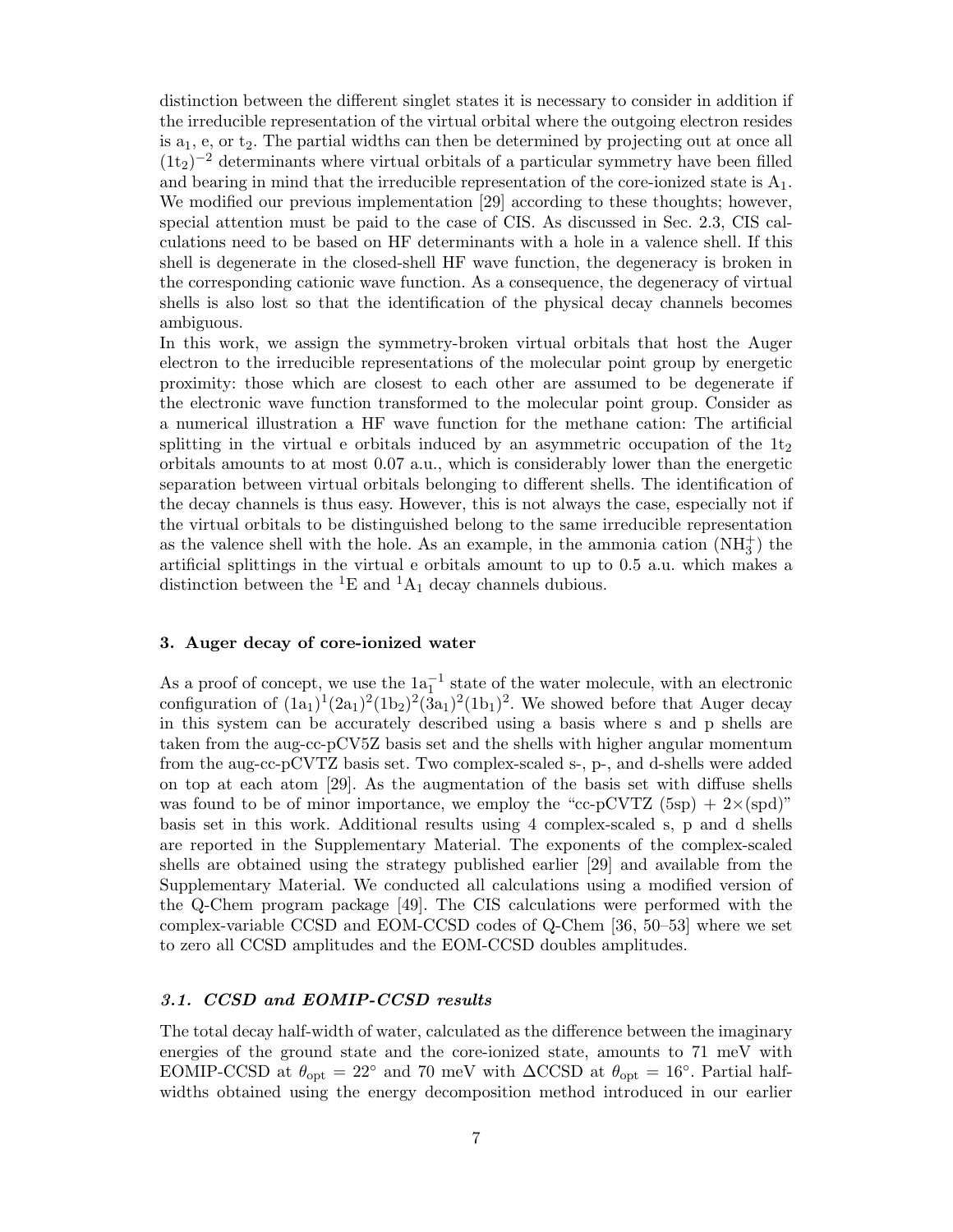distinction between the different singlet states it is necessary to consider in addition if the irreducible representation of the virtual orbital where the outgoing electron resides is $a_1$, e, or $t_2$. The partial widths can then be determined by projecting out at once all $(1t_2)^{-2}$ determinants where virtual orbitals of a particular symmetry have been filled and bearing in mind that the irreducible representation of the core-ionized state is $A_1$. We modified our previous implementation [29] according to these thoughts; however, special attention must be paid to the case of CIS. As discussed in Sec. 2.3, CIS calculations need to be based on HF determinants with a hole in a valence shell. If this shell is degenerate in the closed-shell HF wave function, the degeneracy is broken in the corresponding cationic wave function. As a consequence, the degeneracy of virtual shells is also lost so that the identification of the physical decay channels becomes ambiguous.

In this work, we assign the symmetry-broken virtual orbitals that host the Auger electron to the irreducible representations of the molecular point group by energetic proximity: those which are closest to each other are assumed to be degenerate if the electronic wave function transformed to the molecular point group. Consider as a numerical illustration a HF wave function for the methane cation: The artificial splitting in the virtual e orbitals induced by an asymmetric occupation of the $1t_2$ orbitals amounts to at most 0.07 a.u., which is considerably lower than the energetic separation between virtual orbitals belonging to different shells. The identification of the decay channels is thus easy. However, this is not always the case, especially not if the virtual orbitals to be distinguished belong to the same irreducible representation as the valence shell with the hole. As an example, in the ammonia cation ($NH_3^+$) the artificial splittings in the virtual e orbitals amount to up to 0.5 a.u. which makes a distinction between the $^1$E and $^1A_1$ decay channels dubious.

## 3. Auger decay of core-ionized water

As a proof of concept, we use the $1a_1^{-1}$ state of the water molecule, with an electronic configuration of $(1a_1)^1(2a_1)^2(1b_2)^2(3a_1)^2(1b_1)^2$. We showed before that Auger decay in this system can be accurately described using a basis where s and p shells are taken from the aug-cc-pCV5Z basis set and the shells with higher angular momentum from the aug-cc-pCVTZ basis set. Two complex-scaled s-, p-, and d-shells were added on top at each atom [29]. As the augmentation of the basis set with diffuse shells was found to be of minor importance, we employ the "cc-pCVTZ (5sp) + 2×(spd)" basis set in this work. Additional results using 4 complex-scaled s, p and d shells are reported in the Supplementary Material. The exponents of the complex-scaled shells are obtained using the strategy published earlier [29] and available from the Supplementary Material. We conducted all calculations using a modified version of the Q-Chem program package [49]. The CIS calculations were performed with the complex-variable CCSD and EOM-CCSD codes of Q-Chem [36, 50–53] where we set to zero all CCSD amplitudes and the EOM-CCSD doubles amplitudes.

### *3.1. CCSD and EOMIP-CCSD results*

The total decay half-width of water, calculated as the difference between the imaginary energies of the ground state and the core-ionized state, amounts to 71 meV with EOMIP-CCSD at $\theta_{\text{opt}} = 22°$ and 70 meV with ΔCCSD at $\theta_{\text{opt}} = 16°$. Partial half-widths obtained using the energy decomposition method introduced in our earlier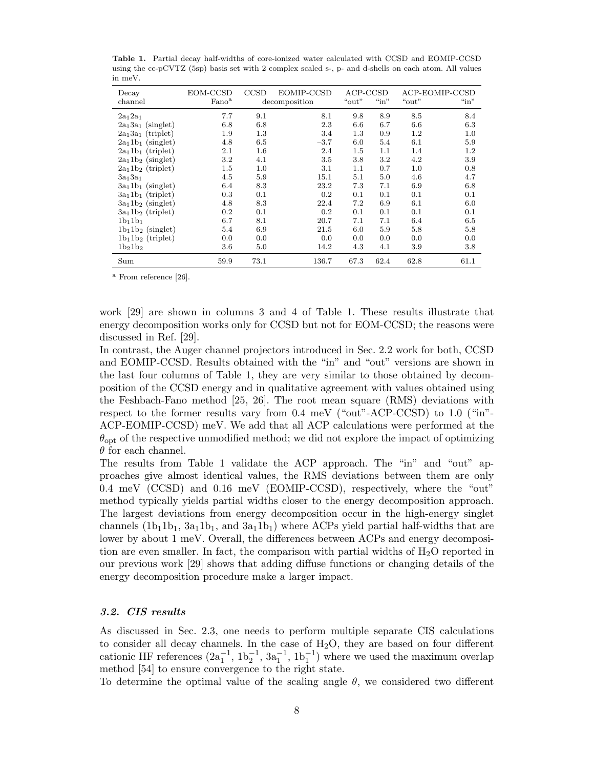**Table 1.** Partial decay half-widths of core-ionized water calculated with CCSD and EOMIP-CCSD using the cc-pCVTZ (5sp) basis set with 2 complex scaled s-, p- and d-shells on each atom. All values in meV.

| Decay channel | EOM-CCSD Fano[a] | CCSD decomposition | EOMIP-CCSD decomposition | ACP-CCSD "out" | ACP-CCSD "in" | ACP-EOMIP-CCSD "out" | ACP-EOMIP-CCSD "in" |
|---|---|---|---|---|---|---|---|
| $2a_1 2a_1$ | 7.7 | 9.1 | 8.1 | 9.8 | 8.9 | 8.5 | 8.4 |
| $2a_1 3a_1$ (singlet) | 6.8 | 6.8 | 2.3 | 6.6 | 6.7 | 6.6 | 6.3 |
| $2a_1 3a_1$ (triplet) | 1.9 | 1.3 | 3.4 | 1.3 | 0.9 | 1.2 | 1.0 |
| $2a_1 1b_1$ (singlet) | 4.8 | 6.5 | −3.7 | 6.0 | 5.4 | 6.1 | 5.9 |
| $2a_1 1b_1$ (triplet) | 2.1 | 1.6 | 2.4 | 1.5 | 1.1 | 1.4 | 1.2 |
| $2a_1 1b_2$ (singlet) | 3.2 | 4.1 | 3.5 | 3.8 | 3.2 | 4.2 | 3.9 |
| $2a_1 1b_2$ (triplet) | 1.5 | 1.0 | 3.1 | 1.1 | 0.7 | 1.0 | 0.8 |
| $3a_1 3a_1$ | 4.5 | 5.9 | 15.1 | 5.1 | 5.0 | 4.6 | 4.7 |
| $3a_1 1b_1$ (singlet) | 6.4 | 8.3 | 23.2 | 7.3 | 7.1 | 6.9 | 6.8 |
| $3a_1 1b_1$ (triplet) | 0.3 | 0.1 | 0.2 | 0.1 | 0.1 | 0.1 | 0.1 |
| $3a_1 1b_2$ (singlet) | 4.8 | 8.3 | 22.4 | 7.2 | 6.9 | 6.1 | 6.0 |
| $3a_1 1b_2$ (triplet) | 0.2 | 0.1 | 0.2 | 0.1 | 0.1 | 0.1 | 0.1 |
| $1b_1 1b_1$ | 6.7 | 8.1 | 20.7 | 7.1 | 7.1 | 6.4 | 6.5 |
| $1b_1 1b_2$ (singlet) | 5.4 | 6.9 | 21.5 | 6.0 | 5.9 | 5.8 | 5.8 |
| $1b_1 1b_2$ (triplet) | 0.0 | 0.0 | 0.0 | 0.0 | 0.0 | 0.0 | 0.0 |
| $1b_2 1b_2$ | 3.6 | 5.0 | 14.2 | 4.3 | 4.1 | 3.9 | 3.8 |
| Sum | 59.9 | 73.1 | 136.7 | 67.3 | 62.4 | 62.8 | 61.1 |

[a] From reference [26].

work [29] are shown in columns 3 and 4 of Table 1. These results illustrate that energy decomposition works only for CCSD but not for EOM-CCSD; the reasons were discussed in Ref. [29].

In contrast, the Auger channel projectors introduced in Sec. 2.2 work for both, CCSD and EOMIP-CCSD. Results obtained with the "in" and "out" versions are shown in the last four columns of Table 1, they are very similar to those obtained by decomposition of the CCSD energy and in qualitative agreement with values obtained using the Feshbach-Fano method [25, 26]. The root mean square (RMS) deviations with respect to the former results vary from 0.4 meV ("out"-ACP-CCSD) to 1.0 ("in"-ACP-EOMIP-CCSD) meV. We add that all ACP calculations were performed at the $\theta_{\text{opt}}$ of the respective unmodified method; we did not explore the impact of optimizing $\theta$ for each channel.

The results from Table 1 validate the ACP approach. The "in" and "out" approaches give almost identical values, the RMS deviations between them are only 0.4 meV (CCSD) and 0.16 meV (EOMIP-CCSD), respectively, where the "out" method typically yields partial widths closer to the energy decomposition approach. The largest deviations from energy decomposition occur in the high-energy singlet channels ($1b_1 1b_1$, $3a_1 1b_1$, and $3a_1 1b_1$) where ACPs yield partial half-widths that are lower by about 1 meV. Overall, the differences between ACPs and energy decomposition are even smaller. In fact, the comparison with partial widths of $H_2O$ reported in our previous work [29] shows that adding diffuse functions or changing details of the energy decomposition procedure make a larger impact.

### 3.2. CIS results

As discussed in Sec. 2.3, one needs to perform multiple separate CIS calculations to consider all decay channels. In the case of $H_2O$, they are based on four different cationic HF references ($2a_1^{-1}$, $1b_2^{-1}$, $3a_1^{-1}$, $1b_1^{-1}$) where we used the maximum overlap method [54] to ensure convergence to the right state.

To determine the optimal value of the scaling angle $\theta$, we considered two different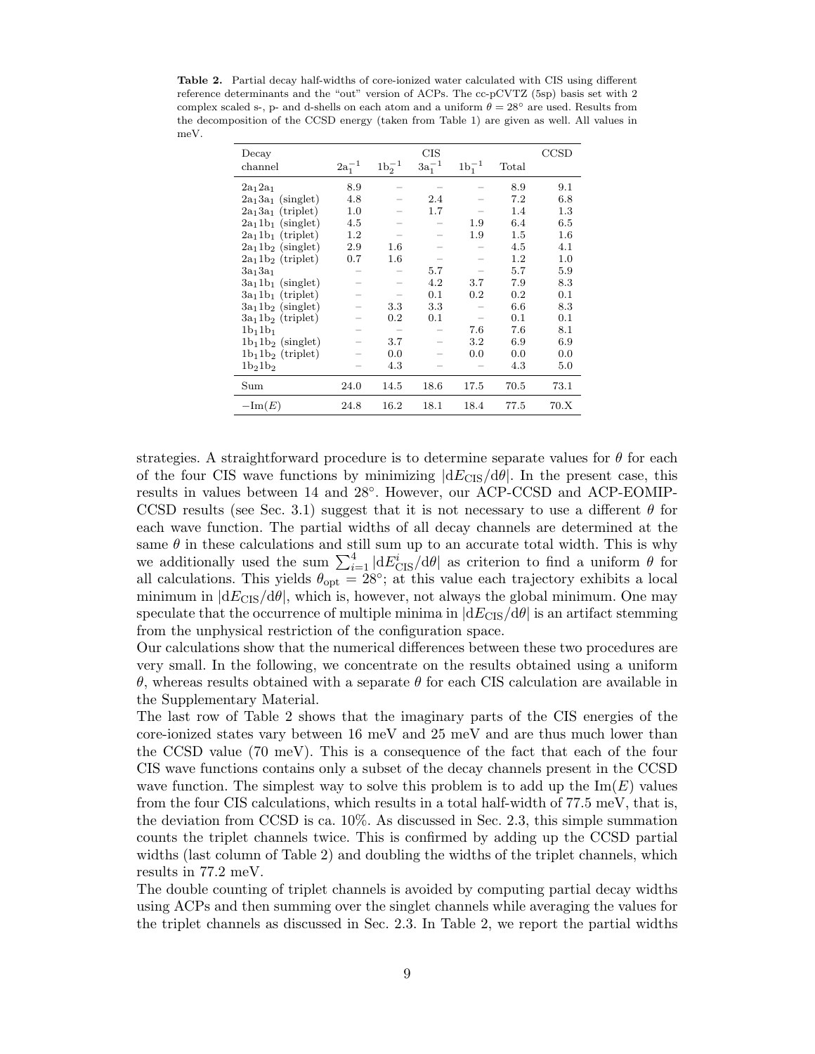**Table 2.** Partial decay half-widths of core-ionized water calculated with CIS using different reference determinants and the "out" version of ACPs. The cc-pCVTZ (5sp) basis set with 2 complex scaled s-, p- and d-shells on each atom and a uniform $\theta = 28°$ are used. Results from the decomposition of the CCSD energy (taken from Table 1) are given as well. All values in meV.

| Decay channel | CIS | | | | | CCSD |
|---|---|---|---|---|---|---|
| | $2a_1^{-1}$ | $1b_2^{-1}$ | $3a_1^{-1}$ | $1b_1^{-1}$ | Total | |
| $2a_12a_1$ | 8.9 | – | – | – | 8.9 | 9.1 |
| $2a_13a_1$ (singlet) | 4.8 | – | 2.4 | – | 7.2 | 6.8 |
| $2a_13a_1$ (triplet) | 1.0 | – | 1.7 | – | 1.4 | 1.3 |
| $2a_11b_1$ (singlet) | 4.5 | – | – | 1.9 | 6.4 | 6.5 |
| $2a_11b_1$ (triplet) | 1.2 | – | – | 1.9 | 1.5 | 1.6 |
| $2a_11b_2$ (singlet) | 2.9 | 1.6 | – | – | 4.5 | 4.1 |
| $2a_11b_2$ (triplet) | 0.7 | 1.6 | – | – | 1.2 | 1.0 |
| $3a_13a_1$ | – | – | 5.7 | – | 5.7 | 5.9 |
| $3a_11b_1$ (singlet) | – | – | 4.2 | 3.7 | 7.9 | 8.3 |
| $3a_11b_1$ (triplet) | – | – | 0.1 | 0.2 | 0.2 | 0.1 |
| $3a_11b_2$ (singlet) | – | 3.3 | 3.3 | – | 6.6 | 8.3 |
| $3a_11b_2$ (triplet) | – | 0.2 | 0.1 | – | 0.1 | 0.1 |
| $1b_11b_1$ | – | – | – | 7.6 | 7.6 | 8.1 |
| $1b_11b_2$ (singlet) | – | 3.7 | – | 3.2 | 6.9 | 6.9 |
| $1b_11b_2$ (triplet) | – | 0.0 | – | 0.0 | 0.0 | 0.0 |
| $1b_21b_2$ | – | 4.3 | – | – | 4.3 | 5.0 |
| Sum | 24.0 | 14.5 | 18.6 | 17.5 | 70.5 | 73.1 |
| $-\mathrm{Im}(E)$ | 24.8 | 16.2 | 18.1 | 18.4 | 77.5 | 70.X |

strategies. A straightforward procedure is to determine separate values for $\theta$ for each of the four CIS wave functions by minimizing $|\mathrm{d}E_{\mathrm{CIS}}/\mathrm{d}\theta|$. In the present case, this results in values between 14 and 28°. However, our ACP-CCSD and ACP-EOMIP-CCSD results (see Sec. 3.1) suggest that it is not necessary to use a different $\theta$ for each wave function. The partial widths of all decay channels are determined at the same $\theta$ in these calculations and still sum up to an accurate total width. This is why we additionally used the sum $\sum_{i=1}^{4} |\mathrm{d}E^{i}_{\mathrm{CIS}}/\mathrm{d}\theta|$ as criterion to find a uniform $\theta$ for all calculations. This yields $\theta_{\mathrm{opt}} = 28°$; at this value each trajectory exhibits a local minimum in $|\mathrm{d}E_{\mathrm{CIS}}/\mathrm{d}\theta|$, which is, however, not always the global minimum. One may speculate that the occurrence of multiple minima in $|\mathrm{d}E_{\mathrm{CIS}}/\mathrm{d}\theta|$ is an artifact stemming from the unphysical restriction of the configuration space.

Our calculations show that the numerical differences between these two procedures are very small. In the following, we concentrate on the results obtained using a uniform $\theta$, whereas results obtained with a separate $\theta$ for each CIS calculation are available in the Supplementary Material.

The last row of Table 2 shows that the imaginary parts of the CIS energies of the core-ionized states vary between 16 meV and 25 meV and are thus much lower than the CCSD value (70 meV). This is a consequence of the fact that each of the four CIS wave functions contains only a subset of the decay channels present in the CCSD wave function. The simplest way to solve this problem is to add up the $\mathrm{Im}(E)$ values from the four CIS calculations, which results in a total half-width of 77.5 meV, that is, the deviation from CCSD is ca. 10%. As discussed in Sec. 2.3, this simple summation counts the triplet channels twice. This is confirmed by adding up the CCSD partial widths (last column of Table 2) and doubling the widths of the triplet channels, which results in 77.2 meV.

The double counting of triplet channels is avoided by computing partial decay widths using ACPs and then summing over the singlet channels while averaging the values for the triplet channels as discussed in Sec. 2.3. In Table 2, we report the partial widths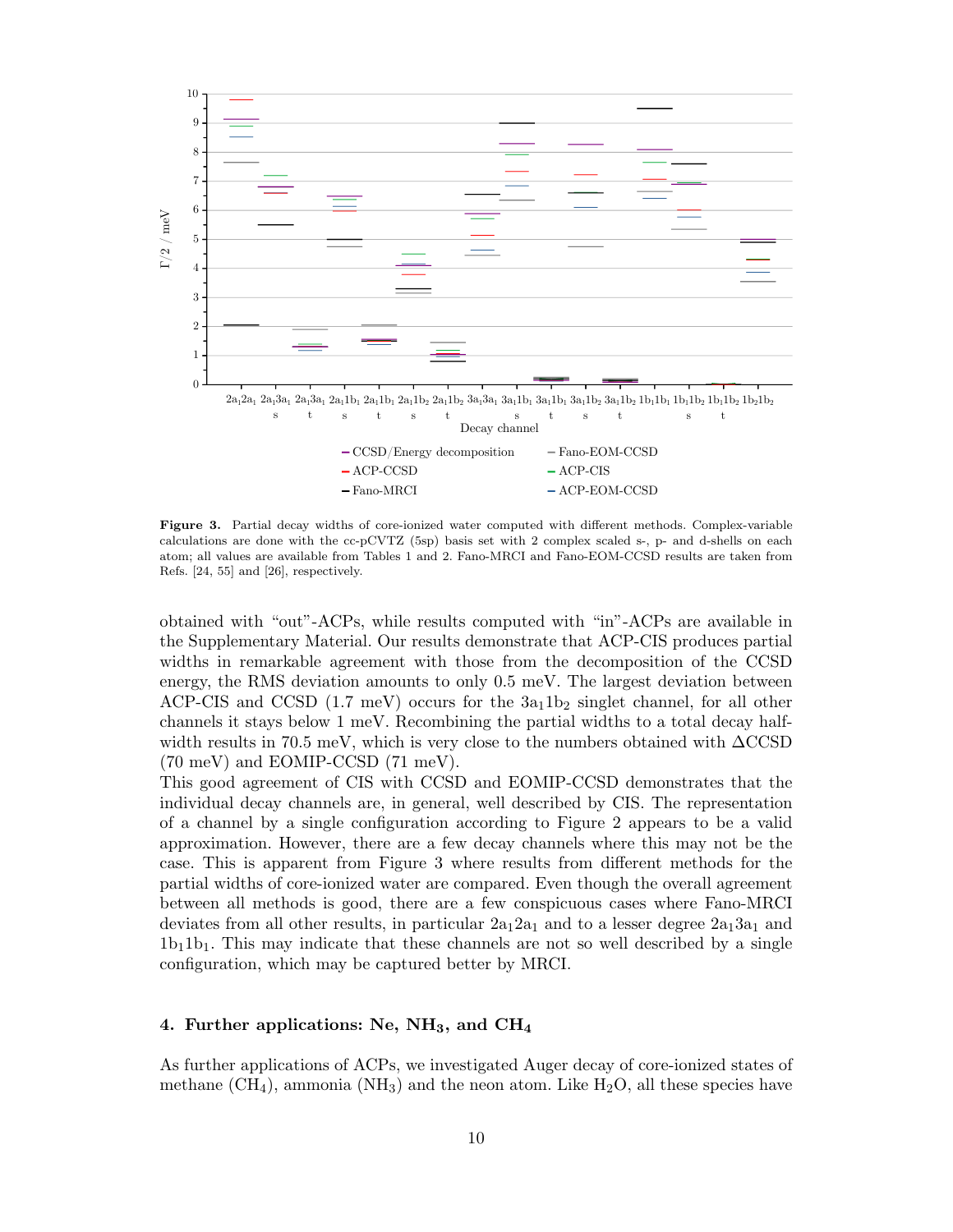**Figure 3.** Partial decay widths of core-ionized water computed with different methods. Complex-variable calculations are done with the cc-pCVTZ (5sp) basis set with 2 complex scaled s-, p- and d-shells on each atom; all values are available from Tables 1 and 2. Fano-MRCI and Fano-EOM-CCSD results are taken from Refs. [24, 55] and [26], respectively.

obtained with "out"-ACPs, while results computed with "in"-ACPs are available in the Supplementary Material. Our results demonstrate that ACP-CIS produces partial widths in remarkable agreement with those from the decomposition of the CCSD energy, the RMS deviation amounts to only 0.5 meV. The largest deviation between ACP-CIS and CCSD (1.7 meV) occurs for the $3a_11b_2$ singlet channel, for all other channels it stays below 1 meV. Recombining the partial widths to a total decay half-width results in 70.5 meV, which is very close to the numbers obtained with ΔCCSD (70 meV) and EOMIP-CCSD (71 meV).

This good agreement of CIS with CCSD and EOMIP-CCSD demonstrates that the individual decay channels are, in general, well described by CIS. The representation of a channel by a single configuration according to Figure 2 appears to be a valid approximation. However, there are a few decay channels where this may not be the case. This is apparent from Figure 3 where results from different methods for the partial widths of core-ionized water are compared. Even though the overall agreement between all methods is good, there are a few conspicuous cases where Fano-MRCI deviates from all other results, in particular $2a_12a_1$ and to a lesser degree $2a_13a_1$ and $1b_11b_1$. This may indicate that these channels are not so well described by a single configuration, which may be captured better by MRCI.

## 4. Further applications: Ne, $NH_3$, and $CH_4$

As further applications of ACPs, we investigated Auger decay of core-ionized states of methane ($CH_4$), ammonia ($NH_3$) and the neon atom. Like $H_2O$, all these species have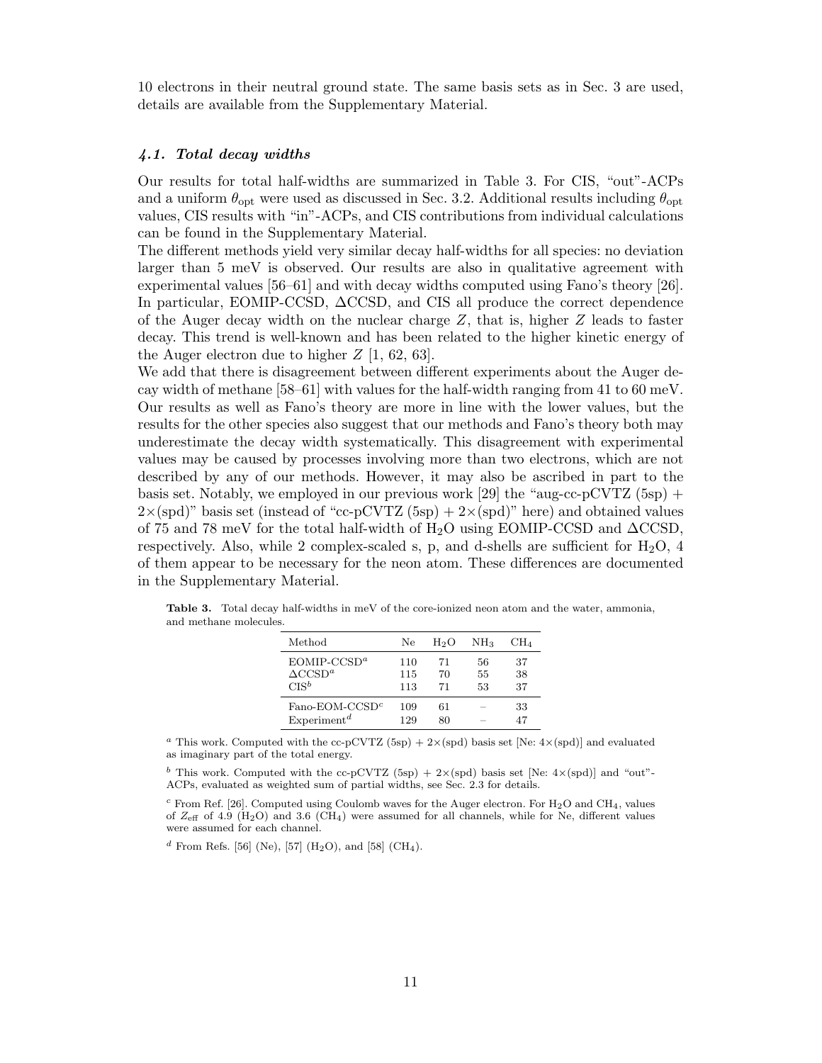10 electrons in their neutral ground state. The same basis sets as in Sec. 3 are used, details are available from the Supplementary Material.

### *4.1. Total decay widths*

Our results for total half-widths are summarized in Table 3. For CIS, "out"-ACPs and a uniform $\theta_{\text{opt}}$ were used as discussed in Sec. 3.2. Additional results including $\theta_{\text{opt}}$ values, CIS results with "in"-ACPs, and CIS contributions from individual calculations can be found in the Supplementary Material.

The different methods yield very similar decay half-widths for all species: no deviation larger than 5 meV is observed. Our results are also in qualitative agreement with experimental values [56–61] and with decay widths computed using Fano's theory [26]. In particular, EOMIP-CCSD, ΔCCSD, and CIS all produce the correct dependence of the Auger decay width on the nuclear charge $Z$, that is, higher $Z$ leads to faster decay. This trend is well-known and has been related to the higher kinetic energy of the Auger electron due to higher $Z$ [1, 62, 63].

We add that there is disagreement between different experiments about the Auger decay width of methane [58–61] with values for the half-width ranging from 41 to 60 meV. Our results as well as Fano's theory are more in line with the lower values, but the results for the other species also suggest that our methods and Fano's theory both may underestimate the decay width systematically. This disagreement with experimental values may be caused by processes involving more than two electrons, which are not described by any of our methods. However, it may also be ascribed in part to the basis set. Notably, we employed in our previous work [29] the "aug-cc-pCVTZ (5sp) + 2×(spd)" basis set (instead of "cc-pCVTZ (5sp) + 2×(spd)" here) and obtained values of 75 and 78 meV for the total half-width of $H_2O$ using EOMIP-CCSD and ΔCCSD, respectively. Also, while 2 complex-scaled s, p, and d-shells are sufficient for $H_2O$, 4 of them appear to be necessary for the neon atom. These differences are documented in the Supplementary Material.

**Table 3.** Total decay half-widths in meV of the core-ionized neon atom and the water, ammonia, and methane molecules.

| Method | Ne | $H_2O$ | $NH_3$ | $CH_4$ |
|---|---|---|---|---|
| EOMIP-CCSD[a] | 110 | 71 | 56 | 37 |
| ΔCCSD[a] | 115 | 70 | 55 | 38 |
| CIS[b] | 113 | 71 | 53 | 37 |
| Fano-EOM-CCSD[c] | 109 | 61 | – | 33 |
| Experiment[d] | 129 | 80 | – | 47 |

[a] This work. Computed with the cc-pCVTZ (5sp) + 2×(spd) basis set [Ne: 4×(spd)] and evaluated as imaginary part of the total energy.

[b] This work. Computed with the cc-pCVTZ (5sp) + 2×(spd) basis set [Ne: 4×(spd)] and "out"-ACPs, evaluated as weighted sum of partial widths, see Sec. 2.3 for details.

[c] From Ref. [26]. Computed using Coulomb waves for the Auger electron. For $H_2O$ and $CH_4$, values of $Z_{\text{eff}}$ of 4.9 ($H_2O$) and 3.6 ($CH_4$) were assumed for all channels, while for Ne, different values were assumed for each channel.

[d] From Refs. [56] (Ne), [57] ($H_2O$), and [58] ($CH_4$).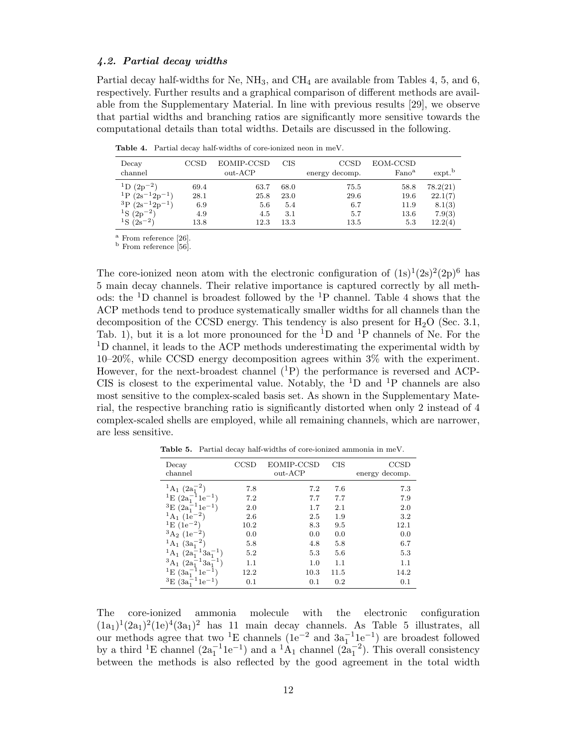### 4.2. Partial decay widths

Partial decay half-widths for Ne, $NH_3$, and $CH_4$ are available from Tables 4, 5, and 6, respectively. Further results and a graphical comparison of different methods are available from the Supplementary Material. In line with previous results [29], we observe that partial widths and branching ratios are significantly more sensitive towards the computational details than total widths. Details are discussed in the following.

**Table 4.** Partial decay half-widths of core-ionized neon in meV.

| Decay channel | CCSD | EOMIP-CCSD out-ACP | CIS | CCSD energy decomp. | EOM-CCSD Fano[a] | expt.[b] |
|---|---|---|---|---|---|---|
| $^1$D $(2p^{-2})$ | 69.4 | 63.7 | 68.0 | 75.5 | 58.8 | 78.2(21) |
| $^1$P $(2s^{-1}2p^{-1})$ | 28.1 | 25.8 | 23.0 | 29.6 | 19.6 | 22.1(7) |
| $^3$P $(2s^{-1}2p^{-1})$ | 6.9 | 5.6 | 5.4 | 6.7 | 11.9 | 8.1(3) |
| $^1$S $(2p^{-2})$ | 4.9 | 4.5 | 3.1 | 5.7 | 13.6 | 7.9(3) |
| $^1$S $(2s^{-2})$ | 13.8 | 12.3 | 13.3 | 13.5 | 5.3 | 12.2(4) |

[a] From reference [26].
[b] From reference [56].

The core-ionized neon atom with the electronic configuration of $(1s)^1(2s)^2(2p)^6$ has 5 main decay channels. Their relative importance is captured correctly by all methods: the $^1$D channel is broadest followed by the $^1$P channel. Table 4 shows that the ACP methods tend to produce systematically smaller widths for all channels than the decomposition of the CCSD energy. This tendency is also present for $H_2O$ (Sec. 3.1, Tab. 1), but it is a lot more pronounced for the $^1$D and $^1$P channels of Ne. For the $^1$D channel, it leads to the ACP methods underestimating the experimental width by 10–20%, while CCSD energy decomposition agrees within 3% with the experiment. However, for the next-broadest channel ($^1$P) the performance is reversed and ACP-CIS is closest to the experimental value. Notably, the $^1$D and $^1$P channels are also most sensitive to the complex-scaled basis set. As shown in the Supplementary Material, the respective branching ratio is significantly distorted when only 2 instead of 4 complex-scaled shells are employed, while all remaining channels, which are narrower, are less sensitive.

**Table 5.** Partial decay half-widths of core-ionized ammonia in meV.

| Decay channel | CCSD | EOMIP-CCSD out-ACP | CIS | CCSD energy decomp. |
|---|---|---|---|---|
| $^1A_1$ $(2a_1^{-2})$ | 7.8 | 7.2 | 7.6 | 7.3 |
| $^1E$ $(2a_1^{-1}1e^{-1})$ | 7.2 | 7.7 | 7.7 | 7.9 |
| $^3E$ $(2a_1^{-1}1e^{-1})$ | 2.0 | 1.7 | 2.1 | 2.0 |
| $^1A_1$ $(1e^{-2})$ | 2.6 | 2.5 | 1.9 | 3.2 |
| $^1E$ $(1e^{-2})$ | 10.2 | 8.3 | 9.5 | 12.1 |
| $^3A_2$ $(1e^{-2})$ | 0.0 | 0.0 | 0.0 | 0.0 |
| $^1A_1$ $(3a_1^{-2})$ | 5.8 | 4.8 | 5.8 | 6.7 |
| $^1A_1$ $(2a_1^{-1}3a_1^{-1})$ | 5.2 | 5.3 | 5.6 | 5.3 |
| $^3A_1$ $(2a_1^{-1}3a_1^{-1})$ | 1.1 | 1.0 | 1.1 | 1.1 |
| $^1E$ $(3a_1^{-1}1e^{-1})$ | 12.2 | 10.3 | 11.5 | 14.2 |
| $^3E$ $(3a_1^{-1}1e^{-1})$ | 0.1 | 0.1 | 0.2 | 0.1 |

The core-ionized ammonia molecule with the electronic configuration $(1a_1)^1(2a_1)^2(1e)^4(3a_1)^2$ has 11 main decay channels. As Table 5 illustrates, all our methods agree that two $^1E$ channels ($1e^{-2}$ and $3a_1^{-1}1e^{-1}$) are broadest followed by a third $^1E$ channel ($2a_1^{-1}1e^{-1}$) and a $^1A_1$ channel ($2a_1^{-2}$). This overall consistency between the methods is also reflected by the good agreement in the total width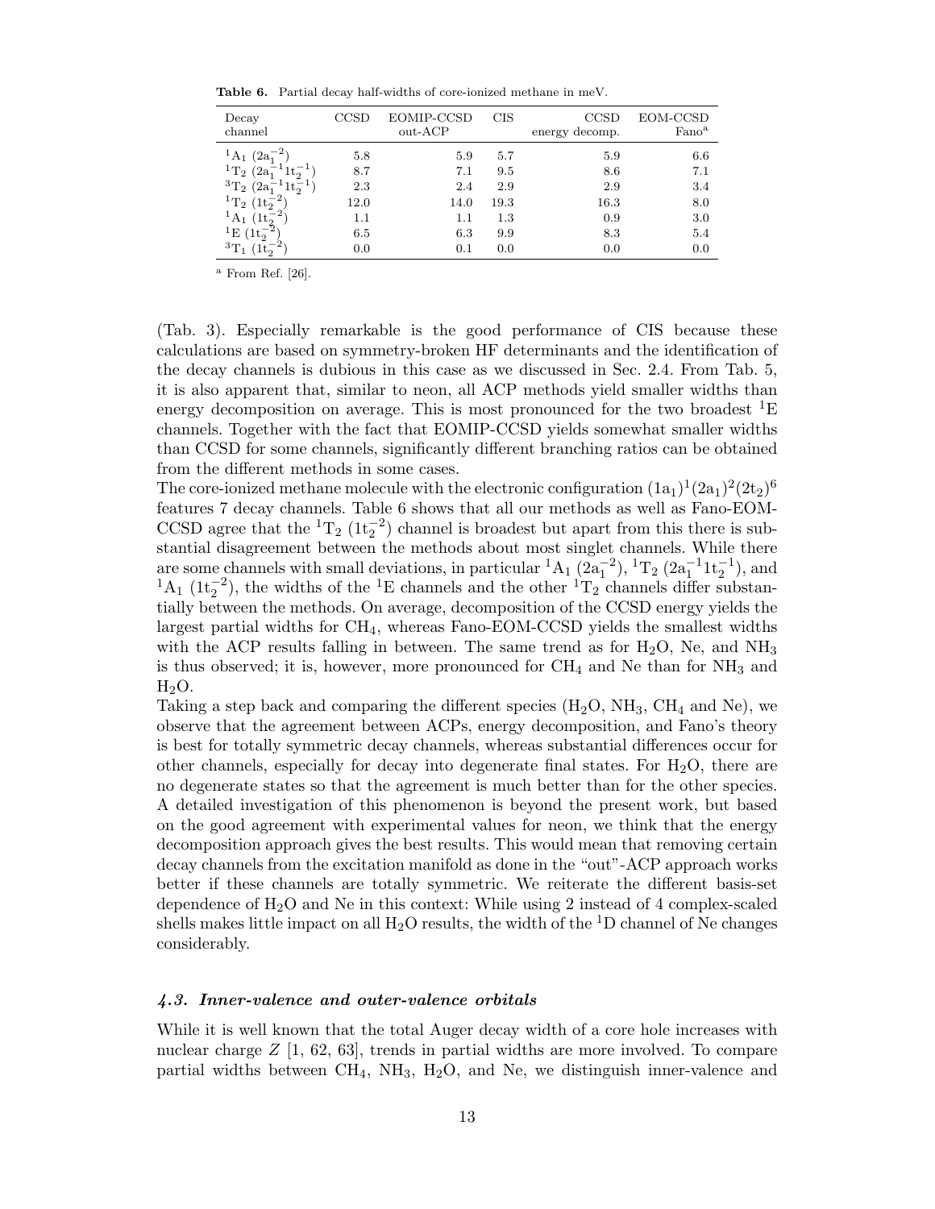**Table 6.** Partial decay half-widths of core-ionized methane in meV.

| Decay channel | CCSD | EOMIP-CCSD out-ACP | CIS | CCSD energy decomp. | EOM-CCSD Fano[a] |
|---|---|---|---|---|---|
| $^1A_1$ $(2a_1^{-2})$ | 5.8 | 5.9 | 5.7 | 5.9 | 6.6 |
| $^1T_2$ $(2a_1^{-1}1t_2^{-1})$ | 8.7 | 7.1 | 9.5 | 8.6 | 7.1 |
| $^3T_2$ $(2a_1^{-1}1t_2^{-1})$ | 2.3 | 2.4 | 2.9 | 2.9 | 3.4 |
| $^1T_2$ $(1t_2^{-2})$ | 12.0 | 14.0 | 19.3 | 16.3 | 8.0 |
| $^1A_1$ $(1t_2^{-2})$ | 1.1 | 1.1 | 1.3 | 0.9 | 3.0 |
| $^1E$ $(1t_2^{-2})$ | 6.5 | 6.3 | 9.9 | 8.3 | 5.4 |
| $^3T_1$ $(1t_2^{-2})$ | 0.0 | 0.1 | 0.0 | 0.0 | 0.0 |

[a] From Ref. [26].

(Tab. 3). Especially remarkable is the good performance of CIS because these calculations are based on symmetry-broken HF determinants and the identification of the decay channels is dubious in this case as we discussed in Sec. 2.4. From Tab. 5, it is also apparent that, similar to neon, all ACP methods yield smaller widths than energy decomposition on average. This is most pronounced for the two broadest $^1E$ channels. Together with the fact that EOMIP-CCSD yields somewhat smaller widths than CCSD for some channels, significantly different branching ratios can be obtained from the different methods in some cases.

The core-ionized methane molecule with the electronic configuration $(1a_1)^1(2a_1)^2(2t_2)^6$ features 7 decay channels. Table 6 shows that all our methods as well as Fano-EOM-CCSD agree that the $^1T_2$ $(1t_2^{-2})$ channel is broadest but apart from this there is substantial disagreement between the methods about most singlet channels. While there are some channels with small deviations, in particular $^1A_1$ $(2a_1^{-2})$, $^1T_2$ $(2a_1^{-1}1t_2^{-1})$, and $^1A_1$ $(1t_2^{-2})$, the widths of the $^1E$ channels and the other $^1T_2$ channels differ substantially between the methods. On average, decomposition of the CCSD energy yields the largest partial widths for $CH_4$, whereas Fano-EOM-CCSD yields the smallest widths with the ACP results falling in between. The same trend as for $H_2O$, Ne, and $NH_3$ is thus observed; it is, however, more pronounced for $CH_4$ and Ne than for $NH_3$ and $H_2O$.

Taking a step back and comparing the different species ($H_2O$, $NH_3$, $CH_4$ and Ne), we observe that the agreement between ACPs, energy decomposition, and Fano's theory is best for totally symmetric decay channels, whereas substantial differences occur for other channels, especially for decay into degenerate final states. For $H_2O$, there are no degenerate states so that the agreement is much better than for the other species. A detailed investigation of this phenomenon is beyond the present work, but based on the good agreement with experimental values for neon, we think that the energy decomposition approach gives the best results. This would mean that removing certain decay channels from the excitation manifold as done in the "out"-ACP approach works better if these channels are totally symmetric. We reiterate the different basis-set dependence of $H_2O$ and Ne in this context: While using 2 instead of 4 complex-scaled shells makes little impact on all $H_2O$ results, the width of the $^1D$ channel of Ne changes considerably.

### *4.3. Inner-valence and outer-valence orbitals*

While it is well known that the total Auger decay width of a core hole increases with nuclear charge $Z$ [1, 62, 63], trends in partial widths are more involved. To compare partial widths between $CH_4$, $NH_3$, $H_2O$, and Ne, we distinguish inner-valence and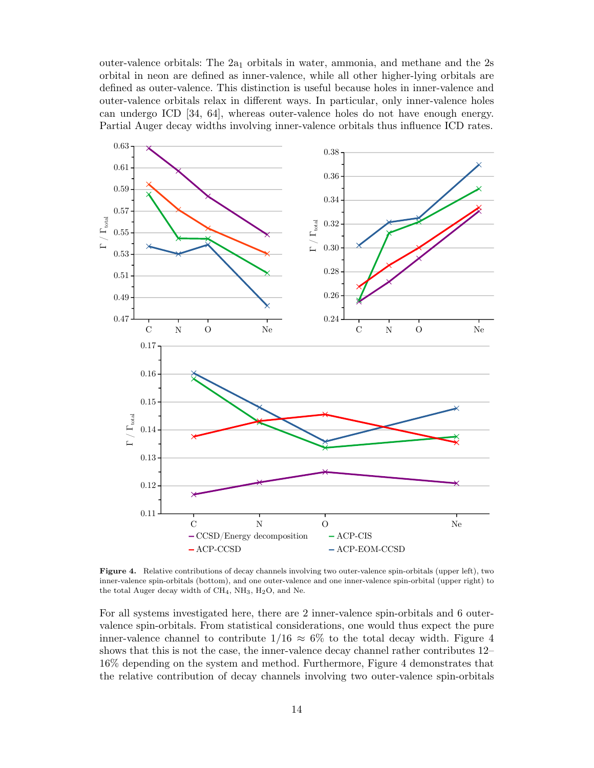outer-valence orbitals: The $2a_1$ orbitals in water, ammonia, and methane and the 2s orbital in neon are defined as inner-valence, while all other higher-lying orbitals are defined as outer-valence. This distinction is useful because holes in inner-valence and outer-valence orbitals relax in different ways. In particular, only inner-valence holes can undergo ICD [34, 64], whereas outer-valence holes do not have enough energy. Partial Auger decay widths involving inner-valence orbitals thus influence ICD rates.

**Figure 4.** Relative contributions of decay channels involving two outer-valence spin-orbitals (upper left), two inner-valence spin-orbitals (bottom), and one outer-valence and one inner-valence spin-orbital (upper right) to the total Auger decay width of $CH_4$, $NH_3$, $H_2O$, and Ne.

For all systems investigated here, there are 2 inner-valence spin-orbitals and 6 outer-valence spin-orbitals. From statistical considerations, one would thus expect the pure inner-valence channel to contribute $1/16 \approx 6\%$ to the total decay width. Figure 4 shows that this is not the case, the inner-valence decay channel rather contributes 12–16% depending on the system and method. Furthermore, Figure 4 demonstrates that the relative contribution of decay channels involving two outer-valence spin-orbitals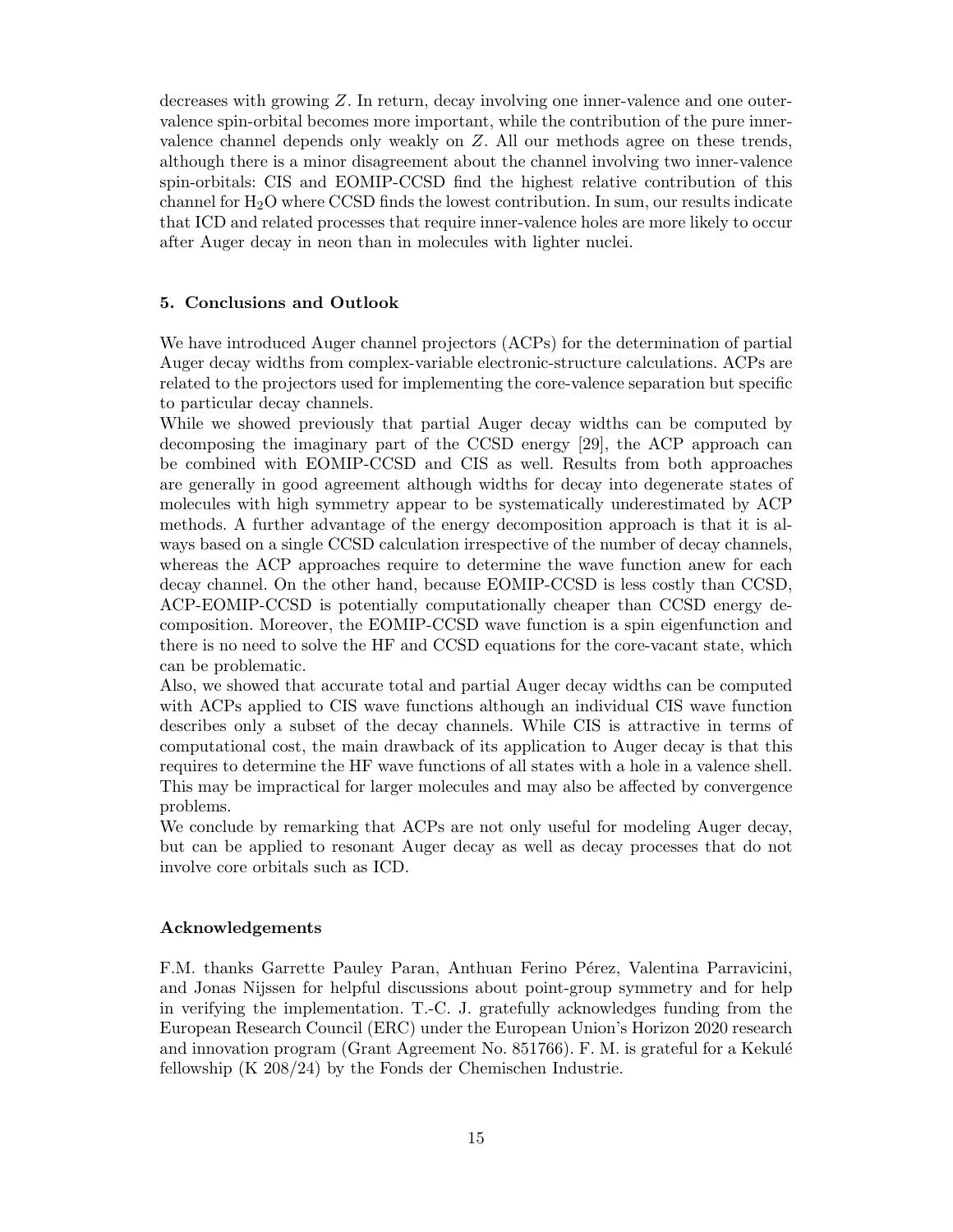decreases with growing $Z$. In return, decay involving one inner-valence and one outer-valence spin-orbital becomes more important, while the contribution of the pure inner-valence channel depends only weakly on $Z$. All our methods agree on these trends, although there is a minor disagreement about the channel involving two inner-valence spin-orbitals: CIS and EOMIP-CCSD find the highest relative contribution of this channel for $H_2O$ where CCSD finds the lowest contribution. In sum, our results indicate that ICD and related processes that require inner-valence holes are more likely to occur after Auger decay in neon than in molecules with lighter nuclei.

## 5. Conclusions and Outlook

We have introduced Auger channel projectors (ACPs) for the determination of partial Auger decay widths from complex-variable electronic-structure calculations. ACPs are related to the projectors used for implementing the core-valence separation but specific to particular decay channels.

While we showed previously that partial Auger decay widths can be computed by decomposing the imaginary part of the CCSD energy [29], the ACP approach can be combined with EOMIP-CCSD and CIS as well. Results from both approaches are generally in good agreement although widths for decay into degenerate states of molecules with high symmetry appear to be systematically underestimated by ACP methods. A further advantage of the energy decomposition approach is that it is always based on a single CCSD calculation irrespective of the number of decay channels, whereas the ACP approaches require to determine the wave function anew for each decay channel. On the other hand, because EOMIP-CCSD is less costly than CCSD, ACP-EOMIP-CCSD is potentially computationally cheaper than CCSD energy decomposition. Moreover, the EOMIP-CCSD wave function is a spin eigenfunction and there is no need to solve the HF and CCSD equations for the core-vacant state, which can be problematic.

Also, we showed that accurate total and partial Auger decay widths can be computed with ACPs applied to CIS wave functions although an individual CIS wave function describes only a subset of the decay channels. While CIS is attractive in terms of computational cost, the main drawback of its application to Auger decay is that this requires to determine the HF wave functions of all states with a hole in a valence shell. This may be impractical for larger molecules and may also be affected by convergence problems.

We conclude by remarking that ACPs are not only useful for modeling Auger decay, but can be applied to resonant Auger decay as well as decay processes that do not involve core orbitals such as ICD.

### Acknowledgements

F.M. thanks Garrette Pauley Paran, Anthuan Ferino Pérez, Valentina Parravicini, and Jonas Nijssen for helpful discussions about point-group symmetry and for help in verifying the implementation. T.-C. J. gratefully acknowledges funding from the European Research Council (ERC) under the European Union's Horizon 2020 research and innovation program (Grant Agreement No. 851766). F. M. is grateful for a Kekulé fellowship (K 208/24) by the Fonds der Chemischen Industrie.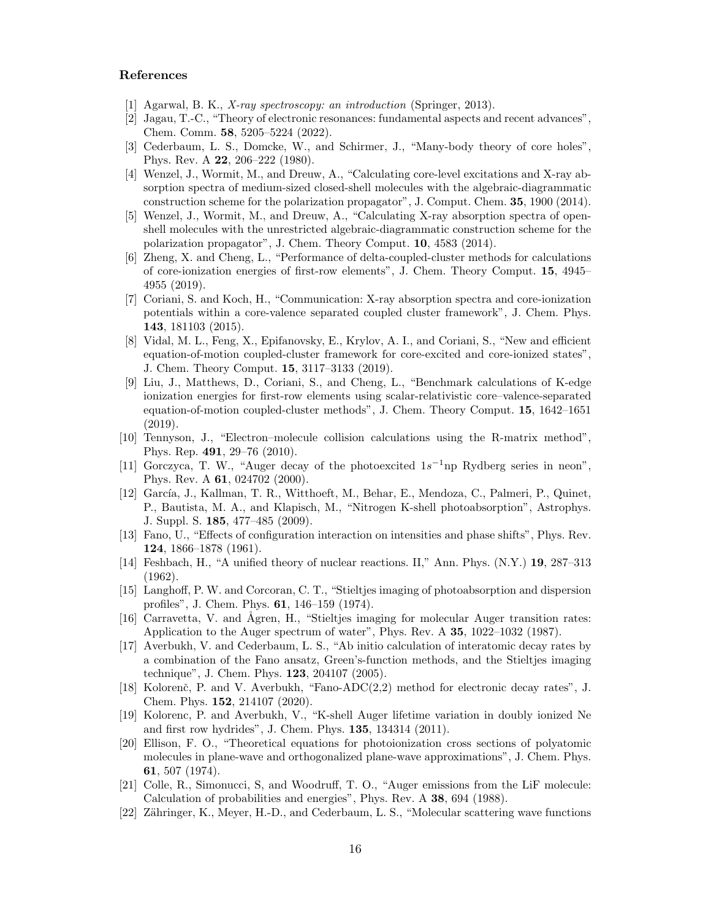## References

[1] Agarwal, B. K., *X-ray spectroscopy: an introduction* (Springer, 2013).

[2] Jagau, T.-C., "Theory of electronic resonances: fundamental aspects and recent advances", Chem. Comm. **58**, 5205–5224 (2022).

[3] Cederbaum, L. S., Domcke, W., and Schirmer, J., "Many-body theory of core holes", Phys. Rev. A **22**, 206–222 (1980).

[4] Wenzel, J., Wormit, M., and Dreuw, A., "Calculating core-level excitations and X-ray absorption spectra of medium-sized closed-shell molecules with the algebraic-diagrammatic construction scheme for the polarization propagator", J. Comput. Chem. **35**, 1900 (2014).

[5] Wenzel, J., Wormit, M., and Dreuw, A., "Calculating X-ray absorption spectra of open-shell molecules with the unrestricted algebraic-diagrammatic construction scheme for the polarization propagator", J. Chem. Theory Comput. **10**, 4583 (2014).

[6] Zheng, X. and Cheng, L., "Performance of delta-coupled-cluster methods for calculations of core-ionization energies of first-row elements", J. Chem. Theory Comput. **15**, 4945–4955 (2019).

[7] Coriani, S. and Koch, H., "Communication: X-ray absorption spectra and core-ionization potentials within a core-valence separated coupled cluster framework", J. Chem. Phys. **143**, 181103 (2015).

[8] Vidal, M. L., Feng, X., Epifanovsky, E., Krylov, A. I., and Coriani, S., "New and efficient equation-of-motion coupled-cluster framework for core-excited and core-ionized states", J. Chem. Theory Comput. **15**, 3117–3133 (2019).

[9] Liu, J., Matthews, D., Coriani, S., and Cheng, L., "Benchmark calculations of K-edge ionization energies for first-row elements using scalar-relativistic core–valence-separated equation-of-motion coupled-cluster methods", J. Chem. Theory Comput. **15**, 1642–1651 (2019).

[10] Tennyson, J., "Electron–molecule collision calculations using the R-matrix method", Phys. Rep. **491**, 29–76 (2010).

[11] Gorczyca, T. W., "Auger decay of the photoexcited $1s^{-1}$np Rydberg series in neon", Phys. Rev. A **61**, 024702 (2000).

[12] García, J., Kallman, T. R., Witthoeft, M., Behar, E., Mendoza, C., Palmeri, P., Quinet, P., Bautista, M. A., and Klapisch, M., "Nitrogen K-shell photoabsorption", Astrophys. J. Suppl. S. **185**, 477–485 (2009).

[13] Fano, U., "Effects of configuration interaction on intensities and phase shifts", Phys. Rev. **124**, 1866–1878 (1961).

[14] Feshbach, H., "A unified theory of nuclear reactions. II," Ann. Phys. (N.Y.) **19**, 287–313 (1962).

[15] Langhoff, P. W. and Corcoran, C. T., "Stieltjes imaging of photoabsorption and dispersion profiles", J. Chem. Phys. **61**, 146–159 (1974).

[16] Carravetta, V. and Ågren, H., "Stieltjes imaging for molecular Auger transition rates: Application to the Auger spectrum of water", Phys. Rev. A **35**, 1022–1032 (1987).

[17] Averbukh, V. and Cederbaum, L. S., "Ab initio calculation of interatomic decay rates by a combination of the Fano ansatz, Green's-function methods, and the Stieltjes imaging technique", J. Chem. Phys. **123**, 204107 (2005).

[18] Kolorenč, P. and V. Averbukh, "Fano-ADC(2,2) method for electronic decay rates", J. Chem. Phys. **152**, 214107 (2020).

[19] Kolorenc, P. and Averbukh, V., "K-shell Auger lifetime variation in doubly ionized Ne and first row hydrides", J. Chem. Phys. **135**, 134314 (2011).

[20] Ellison, F. O., "Theoretical equations for photoionization cross sections of polyatomic molecules in plane-wave and orthogonalized plane-wave approximations", J. Chem. Phys. **61**, 507 (1974).

[21] Colle, R., Simonucci, S, and Woodruff, T. O., "Auger emissions from the LiF molecule: Calculation of probabilities and energies", Phys. Rev. A **38**, 694 (1988).

[22] Zähringer, K., Meyer, H.-D., and Cederbaum, L. S., "Molecular scattering wave functions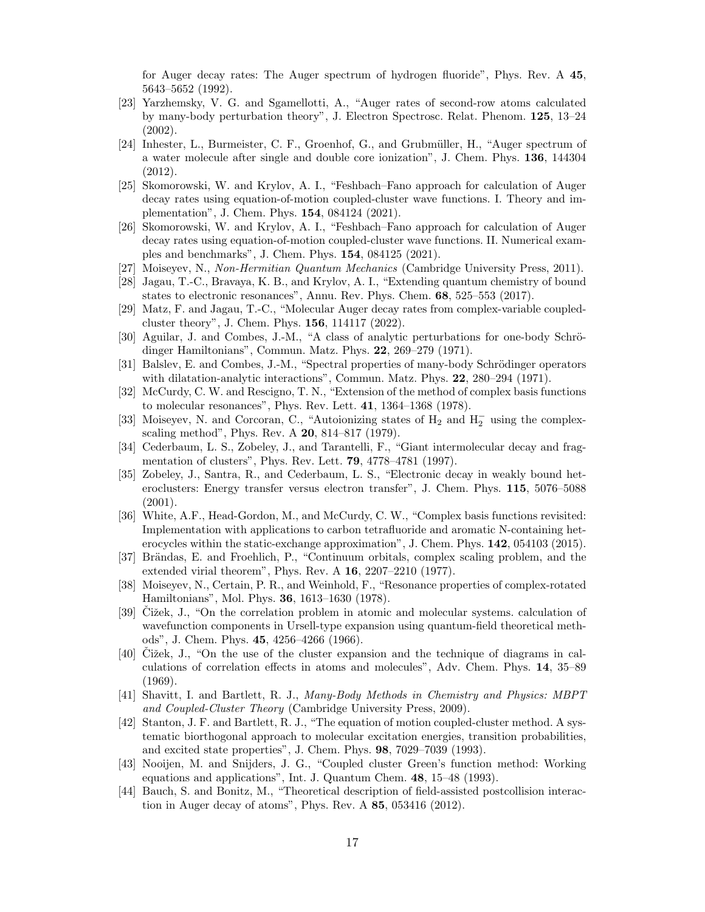for Auger decay rates: The Auger spectrum of hydrogen fluoride", Phys. Rev. A **45**, 5643–5652 (1992).

[23] Yarzhemsky, V. G. and Sgamellotti, A., "Auger rates of second-row atoms calculated by many-body perturbation theory", J. Electron Spectrosc. Relat. Phenom. **125**, 13–24 (2002).

[24] Inhester, L., Burmeister, C. F., Groenhof, G., and Grubmüller, H., "Auger spectrum of a water molecule after single and double core ionization", J. Chem. Phys. **136**, 144304 (2012).

[25] Skomorowski, W. and Krylov, A. I., "Feshbach–Fano approach for calculation of Auger decay rates using equation-of-motion coupled-cluster wave functions. I. Theory and implementation", J. Chem. Phys. **154**, 084124 (2021).

[26] Skomorowski, W. and Krylov, A. I., "Feshbach–Fano approach for calculation of Auger decay rates using equation-of-motion coupled-cluster wave functions. II. Numerical examples and benchmarks", J. Chem. Phys. **154**, 084125 (2021).

[27] Moiseyev, N., *Non-Hermitian Quantum Mechanics* (Cambridge University Press, 2011).

[28] Jagau, T.-C., Bravaya, K. B., and Krylov, A. I., "Extending quantum chemistry of bound states to electronic resonances", Annu. Rev. Phys. Chem. **68**, 525–553 (2017).

[29] Matz, F. and Jagau, T.-C., "Molecular Auger decay rates from complex-variable coupled-cluster theory", J. Chem. Phys. **156**, 114117 (2022).

[30] Aguilar, J. and Combes, J.-M., "A class of analytic perturbations for one-body Schrödinger Hamiltonians", Commun. Matz. Phys. **22**, 269–279 (1971).

[31] Balslev, E. and Combes, J.-M., "Spectral properties of many-body Schrödinger operators with dilatation-analytic interactions", Commun. Matz. Phys. **22**, 280–294 (1971).

[32] McCurdy, C. W. and Rescigno, T. N., "Extension of the method of complex basis functions to molecular resonances", Phys. Rev. Lett. **41**, 1364–1368 (1978).

[33] Moiseyev, N. and Corcoran, C., "Autoionizing states of $H_2$ and $H_2^-$ using the complex-scaling method", Phys. Rev. A **20**, 814–817 (1979).

[34] Cederbaum, L. S., Zobeley, J., and Tarantelli, F., "Giant intermolecular decay and fragmentation of clusters", Phys. Rev. Lett. **79**, 4778–4781 (1997).

[35] Zobeley, J., Santra, R., and Cederbaum, L. S., "Electronic decay in weakly bound heteroclusters: Energy transfer versus electron transfer", J. Chem. Phys. **115**, 5076–5088 (2001).

[36] White, A.F., Head-Gordon, M., and McCurdy, C. W., "Complex basis functions revisited: Implementation with applications to carbon tetrafluoride and aromatic N-containing heterocycles within the static-exchange approximation", J. Chem. Phys. **142**, 054103 (2015).

[37] Brändas, E. and Froehlich, P., "Continuum orbitals, complex scaling problem, and the extended virial theorem", Phys. Rev. A **16**, 2207–2210 (1977).

[38] Moiseyev, N., Certain, P. R., and Weinhold, F., "Resonance properties of complex-rotated Hamiltonians", Mol. Phys. **36**, 1613–1630 (1978).

[39] Čižek, J., "On the correlation problem in atomic and molecular systems. calculation of wavefunction components in Ursell-type expansion using quantum-field theoretical methods", J. Chem. Phys. **45**, 4256–4266 (1966).

[40] Čižek, J., "On the use of the cluster expansion and the technique of diagrams in calculations of correlation effects in atoms and molecules", Adv. Chem. Phys. **14**, 35–89 (1969).

[41] Shavitt, I. and Bartlett, R. J., *Many-Body Methods in Chemistry and Physics: MBPT and Coupled-Cluster Theory* (Cambridge University Press, 2009).

[42] Stanton, J. F. and Bartlett, R. J., "The equation of motion coupled-cluster method. A systematic biorthogonal approach to molecular excitation energies, transition probabilities, and excited state properties", J. Chem. Phys. **98**, 7029–7039 (1993).

[43] Nooijen, M. and Snijders, J. G., "Coupled cluster Green's function method: Working equations and applications", Int. J. Quantum Chem. **48**, 15–48 (1993).

[44] Bauch, S. and Bonitz, M., "Theoretical description of field-assisted postcollision interaction in Auger decay of atoms", Phys. Rev. A **85**, 053416 (2012).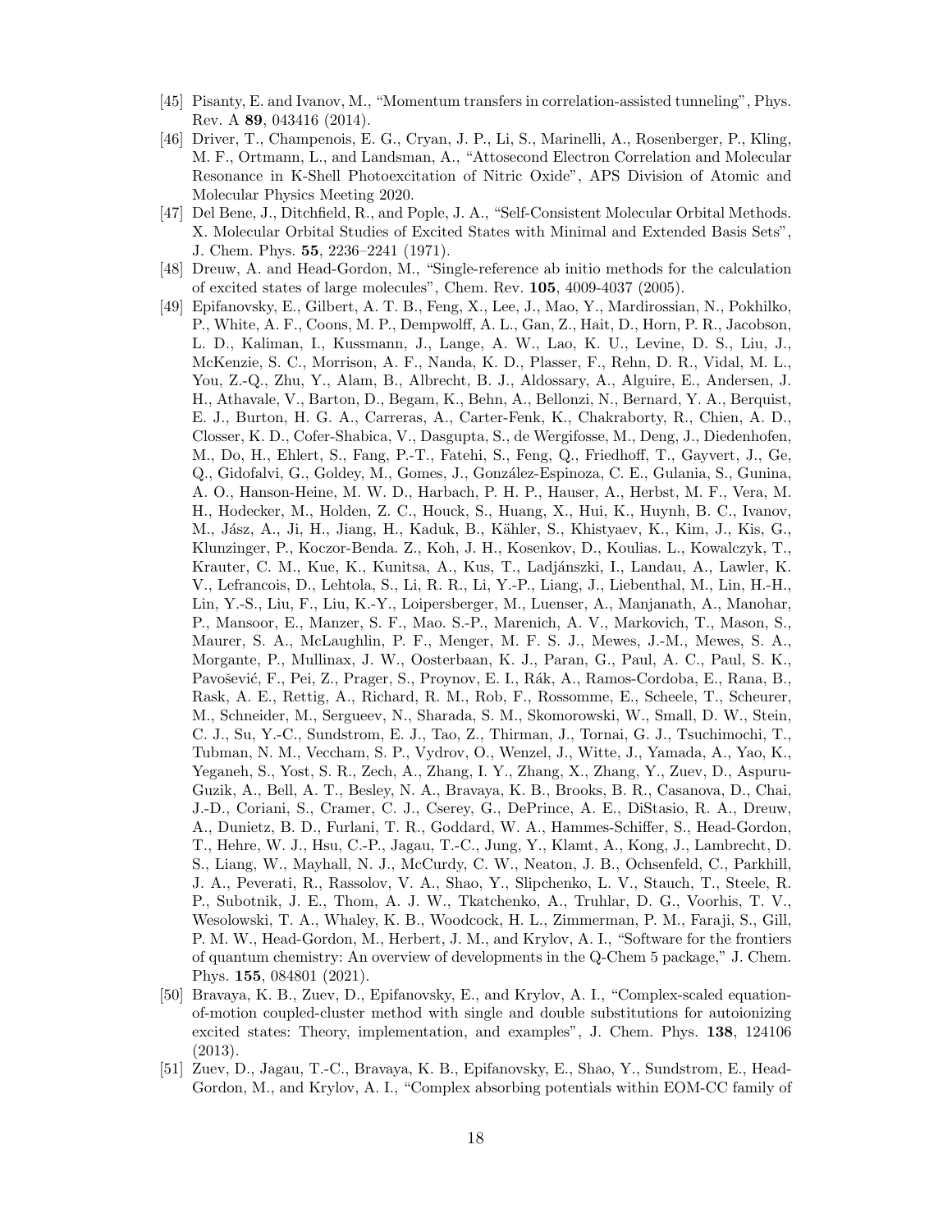[45] Pisanty, E. and Ivanov, M., "Momentum transfers in correlation-assisted tunneling", Phys. Rev. A **89**, 043416 (2014).

[46] Driver, T., Champenois, E. G., Cryan, J. P., Li, S., Marinelli, A., Rosenberger, P., Kling, M. F., Ortmann, L., and Landsman, A., "Attosecond Electron Correlation and Molecular Resonance in K-Shell Photoexcitation of Nitric Oxide", APS Division of Atomic and Molecular Physics Meeting 2020.

[47] Del Bene, J., Ditchfield, R., and Pople, J. A., "Self-Consistent Molecular Orbital Methods. X. Molecular Orbital Studies of Excited States with Minimal and Extended Basis Sets", J. Chem. Phys. **55**, 2236–2241 (1971).

[48] Dreuw, A. and Head-Gordon, M., "Single-reference ab initio methods for the calculation of excited states of large molecules", Chem. Rev. **105**, 4009-4037 (2005).

[49] Epifanovsky, E., Gilbert, A. T. B., Feng, X., Lee, J., Mao, Y., Mardirossian, N., Pokhilko, P., White, A. F., Coons, M. P., Dempwolff, A. L., Gan, Z., Hait, D., Horn, P. R., Jacobson, L. D., Kaliman, I., Kussmann, J., Lange, A. W., Lao, K. U., Levine, D. S., Liu, J., McKenzie, S. C., Morrison, A. F., Nanda, K. D., Plasser, F., Rehn, D. R., Vidal, M. L., You, Z.-Q., Zhu, Y., Alam, B., Albrecht, B. J., Aldossary, A., Alguire, E., Andersen, J. H., Athavale, V., Barton, D., Begam, K., Behn, A., Bellonzi, N., Bernard, Y. A., Berquist, E. J., Burton, H. G. A., Carreras, A., Carter-Fenk, K., Chakraborty, R., Chien, A. D., Closser, K. D., Cofer-Shabica, V., Dasgupta, S., de Wergifosse, M., Deng, J., Diedenhofen, M., Do, H., Ehlert, S., Fang, P.-T., Fatehi, S., Feng, Q., Friedhoff, T., Gayvert, J., Ge, Q., Gidofalvi, G., Goldey, M., Gomes, J., González-Espinoza, C. E., Gulania, S., Gunina, A. O., Hanson-Heine, M. W. D., Harbach, P. H. P., Hauser, A., Herbst, M. F., Vera, M. H., Hodecker, M., Holden, Z. C., Houck, S., Huang, X., Hui, K., Huynh, B. C., Ivanov, M., Jász, A., Ji, H., Jiang, H., Kaduk, B., Kähler, S., Khistyaev, K., Kim, J., Kis, G., Klunzinger, P., Koczor-Benda. Z., Koh, J. H., Kosenkov, D., Koulias. L., Kowalczyk, T., Krauter, C. M., Kue, K., Kunitsa, A., Kus, T., Ladjánszki, I., Landau, A., Lawler, K. V., Lefrancois, D., Lehtola, S., Li, R. R., Li, Y.-P., Liang, J., Liebenthal, M., Lin, H.-H., Lin, Y.-S., Liu, F., Liu, K.-Y., Loipersberger, M., Luenser, A., Manjanath, A., Manohar, P., Mansoor, E., Manzer, S. F., Mao. S.-P., Marenich, A. V., Markovich, T., Mason, S., Maurer, S. A., McLaughlin, P. F., Menger, M. F. S. J., Mewes, J.-M., Mewes, S. A., Morgante, P., Mullinax, J. W., Oosterbaan, K. J., Paran, G., Paul, A. C., Paul, S. K., Pavošević, F., Pei, Z., Prager, S., Proynov, E. I., Rák, A., Ramos-Cordoba, E., Rana, B., Rask, A. E., Rettig, A., Richard, R. M., Rob, F., Rossomme, E., Scheele, T., Scheurer, M., Schneider, M., Sergueev, N., Sharada, S. M., Skomorowski, W., Small, D. W., Stein, C. J., Su, Y.-C., Sundstrom, E. J., Tao, Z., Thirman, J., Tornai, G. J., Tsuchimochi, T., Tubman, N. M., Veccham, S. P., Vydrov, O., Wenzel, J., Witte, J., Yamada, A., Yao, K., Yeganeh, S., Yost, S. R., Zech, A., Zhang, I. Y., Zhang, X., Zhang, Y., Zuev, D., Aspuru-Guzik, A., Bell, A. T., Besley, N. A., Bravaya, K. B., Brooks, B. R., Casanova, D., Chai, J.-D., Coriani, S., Cramer, C. J., Cserey, G., DePrince, A. E., DiStasio, R. A., Dreuw, A., Dunietz, B. D., Furlani, T. R., Goddard, W. A., Hammes-Schiffer, S., Head-Gordon, T., Hehre, W. J., Hsu, C.-P., Jagau, T.-C., Jung, Y., Klamt, A., Kong, J., Lambrecht, D. S., Liang, W., Mayhall, N. J., McCurdy, C. W., Neaton, J. B., Ochsenfeld, C., Parkhill, J. A., Peverati, R., Rassolov, V. A., Shao, Y., Slipchenko, L. V., Stauch, T., Steele, R. P., Subotnik, J. E., Thom, A. J. W., Tkatchenko, A., Truhlar, D. G., Voorhis, T. V., Wesolowski, T. A., Whaley, K. B., Woodcock, H. L., Zimmerman, P. M., Faraji, S., Gill, P. M. W., Head-Gordon, M., Herbert, J. M., and Krylov, A. I., "Software for the frontiers of quantum chemistry: An overview of developments in the Q-Chem 5 package," J. Chem. Phys. **155**, 084801 (2021).

[50] Bravaya, K. B., Zuev, D., Epifanovsky, E., and Krylov, A. I., "Complex-scaled equation-of-motion coupled-cluster method with single and double substitutions for autoionizing excited states: Theory, implementation, and examples", J. Chem. Phys. **138**, 124106 (2013).

[51] Zuev, D., Jagau, T.-C., Bravaya, K. B., Epifanovsky, E., Shao, Y., Sundstrom, E., Head-Gordon, M., and Krylov, A. I., "Complex absorbing potentials within EOM-CC family of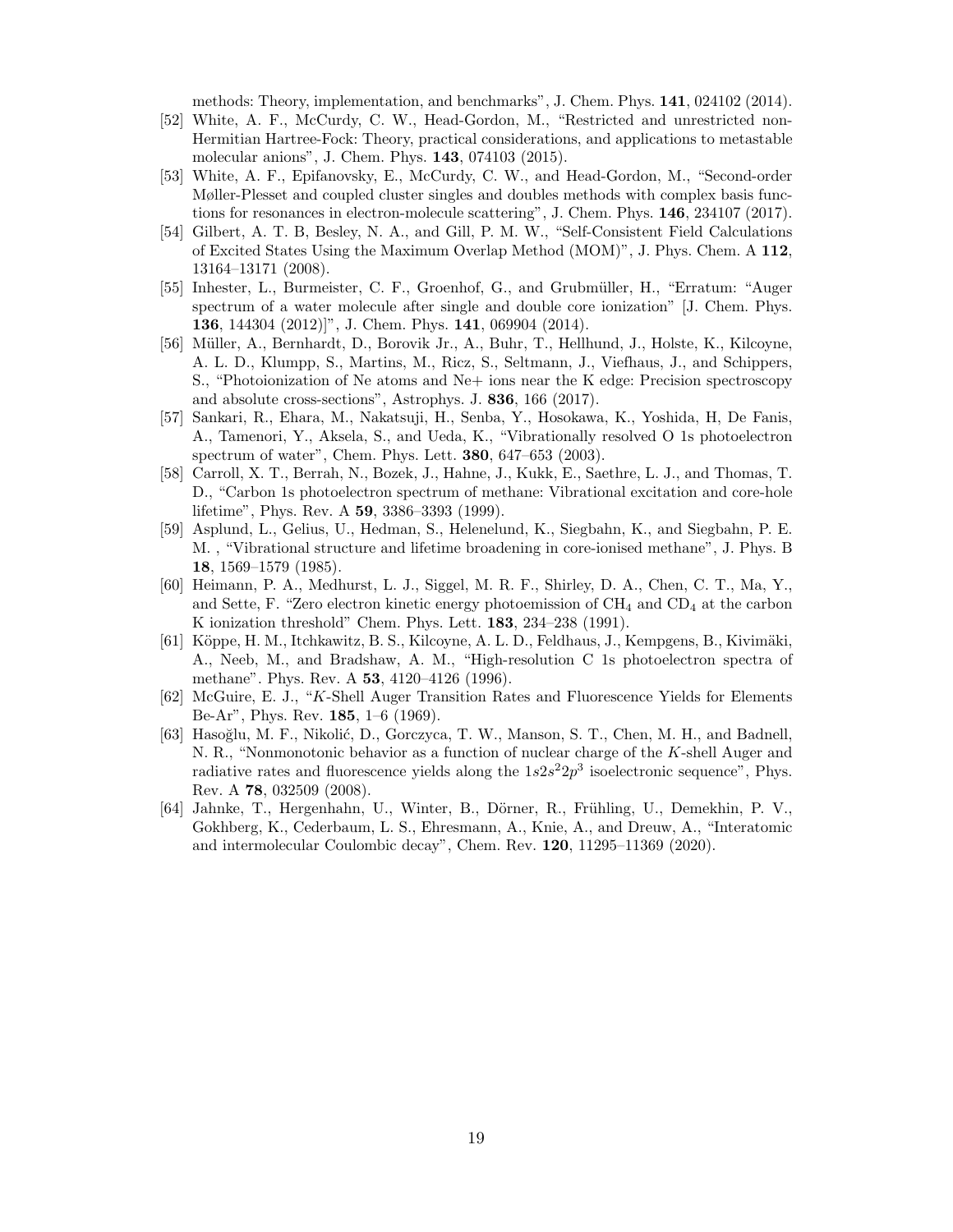methods: Theory, implementation, and benchmarks", J. Chem. Phys. **141**, 024102 (2014).

[52] White, A. F., McCurdy, C. W., Head-Gordon, M., "Restricted and unrestricted non-Hermitian Hartree-Fock: Theory, practical considerations, and applications to metastable molecular anions", J. Chem. Phys. **143**, 074103 (2015).

[53] White, A. F., Epifanovsky, E., McCurdy, C. W., and Head-Gordon, M., "Second-order Møller-Plesset and coupled cluster singles and doubles methods with complex basis functions for resonances in electron-molecule scattering", J. Chem. Phys. **146**, 234107 (2017).

[54] Gilbert, A. T. B, Besley, N. A., and Gill, P. M. W., "Self-Consistent Field Calculations of Excited States Using the Maximum Overlap Method (MOM)", J. Phys. Chem. A **112**, 13164–13171 (2008).

[55] Inhester, L., Burmeister, C. F., Groenhof, G., and Grubmüller, H., "Erratum: "Auger spectrum of a water molecule after single and double core ionization" [J. Chem. Phys. **136**, 144304 (2012)]", J. Chem. Phys. **141**, 069904 (2014).

[56] Müller, A., Bernhardt, D., Borovik Jr., A., Buhr, T., Hellhund, J., Holste, K., Kilcoyne, A. L. D., Klumpp, S., Martins, M., Ricz, S., Seltmann, J., Viefhaus, J., and Schippers, S., "Photoionization of Ne atoms and Ne+ ions near the K edge: Precision spectroscopy and absolute cross-sections", Astrophys. J. **836**, 166 (2017).

[57] Sankari, R., Ehara, M., Nakatsuji, H., Senba, Y., Hosokawa, K., Yoshida, H, De Fanis, A., Tamenori, Y., Aksela, S., and Ueda, K., "Vibrationally resolved O 1s photoelectron spectrum of water", Chem. Phys. Lett. **380**, 647–653 (2003).

[58] Carroll, X. T., Berrah, N., Bozek, J., Hahne, J., Kukk, E., Saethre, L. J., and Thomas, T. D., "Carbon 1s photoelectron spectrum of methane: Vibrational excitation and core-hole lifetime", Phys. Rev. A **59**, 3386–3393 (1999).

[59] Asplund, L., Gelius, U., Hedman, S., Helenelund, K., Siegbahn, K., and Siegbahn, P. E. M. , "Vibrational structure and lifetime broadening in core-ionised methane", J. Phys. B **18**, 1569–1579 (1985).

[60] Heimann, P. A., Medhurst, L. J., Siggel, M. R. F., Shirley, D. A., Chen, C. T., Ma, Y., and Sette, F. "Zero electron kinetic energy photoemission of $CH_4$ and $CD_4$ at the carbon K ionization threshold" Chem. Phys. Lett. **183**, 234–238 (1991).

[61] Köppe, H. M., Itchkawitz, B. S., Kilcoyne, A. L. D., Feldhaus, J., Kempgens, B., Kivimäki, A., Neeb, M., and Bradshaw, A. M., "High-resolution C 1s photoelectron spectra of methane". Phys. Rev. A **53**, 4120–4126 (1996).

[62] McGuire, E. J., "*K*-Shell Auger Transition Rates and Fluorescence Yields for Elements Be-Ar", Phys. Rev. **185**, 1–6 (1969).

[63] Hasoğlu, M. F., Nikolić, D., Gorczyca, T. W., Manson, S. T., Chen, M. H., and Badnell, N. R., "Nonmonotonic behavior as a function of nuclear charge of the *K*-shell Auger and radiative rates and fluorescence yields along the $1s2s^22p^3$ isoelectronic sequence", Phys. Rev. A **78**, 032509 (2008).

[64] Jahnke, T., Hergenhahn, U., Winter, B., Dörner, R., Frühling, U., Demekhin, P. V., Gokhberg, K., Cederbaum, L. S., Ehresmann, A., Knie, A., and Dreuw, A., "Interatomic and intermolecular Coulombic decay", Chem. Rev. **120**, 11295–11369 (2020).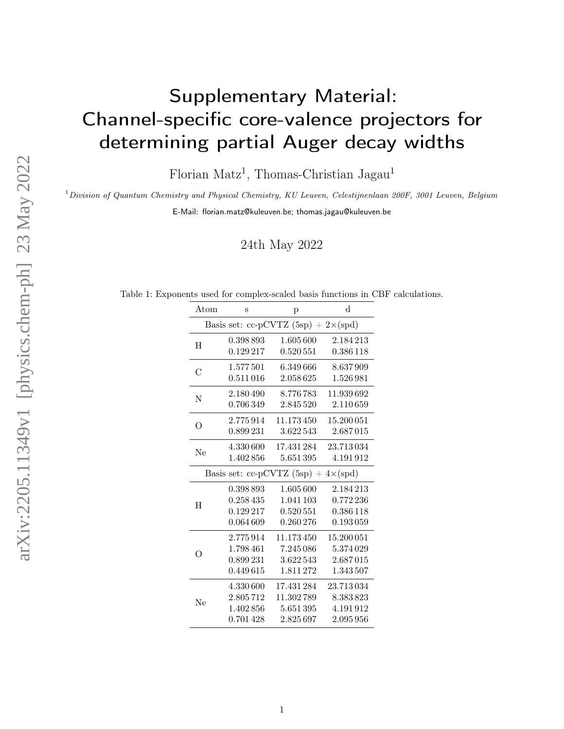# Supplementary Material: Channel-specific core-valence projectors for determining partial Auger decay widths

Florian Matz[1], Thomas-Christian Jagau[1]

[1] *Division of Quantum Chemistry and Physical Chemistry, KU Leuven, Celestijnenlaan 200F, 3001 Leuven, Belgium*

E-Mail: florian.matz@kuleuven.be; thomas.jagau@kuleuven.be

24th May 2022

Table 1: Exponents used for complex-scaled basis functions in CBF calculations.

| Atom | s | p | d |
|---|---|---|---|
| Basis set: cc-pCVTZ (5sp) + 2×(spd) | | | |
| H | 0.398 893 | 1.605 600 | 2.184 213 |
| | 0.129 217 | 0.520 551 | 0.386 118 |
| C | 1.577 501 | 6.349 666 | 8.637 909 |
| | 0.511 016 | 2.058 625 | 1.526 981 |
| N | 2.180 490 | 8.776 783 | 11.939 692 |
| | 0.706 349 | 2.845 520 | 2.110 659 |
| O | 2.775 914 | 11.173 450 | 15.200 051 |
| | 0.899 231 | 3.622 543 | 2.687 015 |
| Ne | 4.330 600 | 17.431 284 | 23.713 034 |
| | 1.402 856 | 5.651 395 | 4.191 912 |
| Basis set: cc-pCVTZ (5sp) + 4×(spd) | | | |
| H | 0.398 893 | 1.605 600 | 2.184 213 |
| | 0.258 435 | 1.041 103 | 0.772 236 |
| | 0.129 217 | 0.520 551 | 0.386 118 |
| | 0.064 609 | 0.260 276 | 0.193 059 |
| O | 2.775 914 | 11.173 450 | 15.200 051 |
| | 1.798 461 | 7.245 086 | 5.374 029 |
| | 0.899 231 | 3.622 543 | 2.687 015 |
| | 0.449 615 | 1.811 272 | 1.343 507 |
| Ne | 4.330 600 | 17.431 284 | 23.713 034 |
| | 2.805 712 | 11.302 789 | 8.383 823 |
| | 1.402 856 | 5.651 395 | 4.191 912 |
| | 0.701 428 | 2.825 697 | 2.095 956 |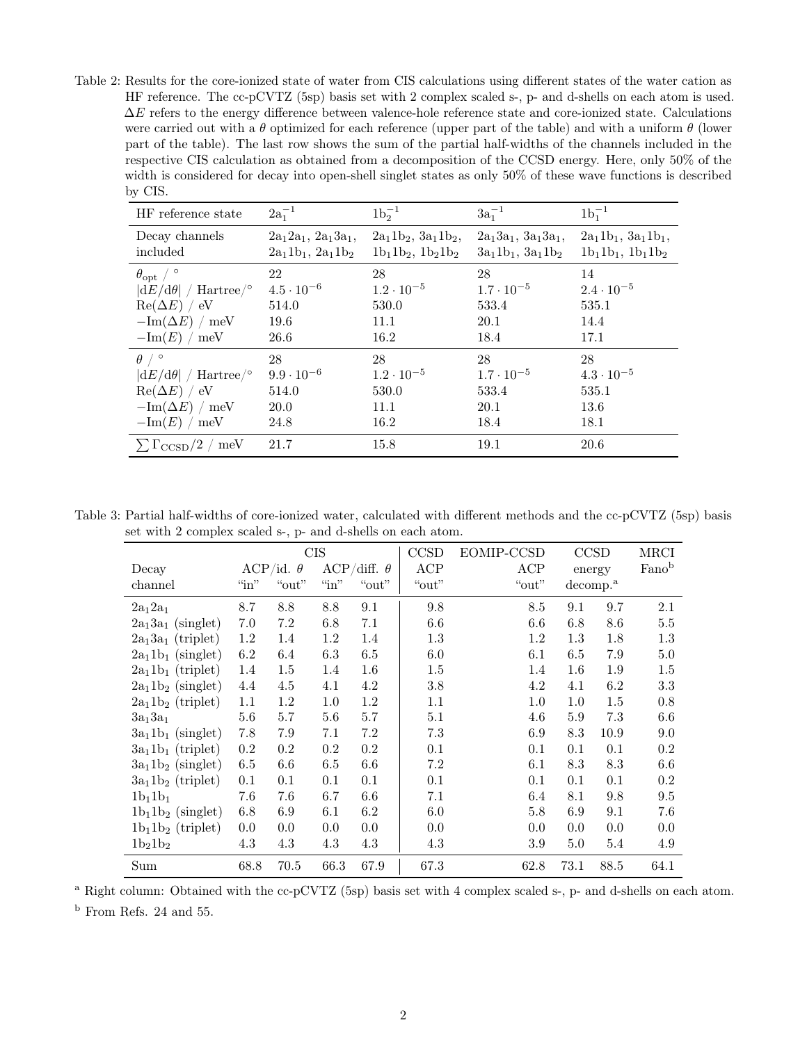Table 2: Results for the core-ionized state of water from CIS calculations using different states of the water cation as HF reference. The cc-pCVTZ (5sp) basis set with 2 complex scaled s-, p- and d-shells on each atom is used. $\Delta E$ refers to the energy difference between valence-hole reference state and core-ionized state. Calculations were carried out with a $\theta$ optimized for each reference (upper part of the table) and with a uniform $\theta$ (lower part of the table). The last row shows the sum of the partial half-widths of the channels included in the respective CIS calculation as obtained from a decomposition of the CCSD energy. Here, only 50% of the width is considered for decay into open-shell singlet states as only 50% of these wave functions is described by CIS.

| HF reference state | $2a_1^{-1}$ | $1b_2^{-1}$ | $3a_1^{-1}$ | $1b_1^{-1}$ |
|---|---|---|---|---|
| Decay channels included | $2a_12a_1$, $2a_13a_1$, $2a_11b_1$, $2a_11b_2$ | $2a_11b_2$, $3a_11b_2$, $1b_11b_2$, $1b_21b_2$ | $2a_13a_1$, $3a_13a_1$, $3a_11b_1$, $3a_11b_2$ | $2a_11b_1$, $3a_11b_1$, $1b_11b_1$, $1b_11b_2$ |
| $\theta_{\mathrm{opt}}$ / ° | 22 | 28 | 28 | 14 |
| $\lvert dE/d\theta \rvert$ / Hartree/° | $4.5 \cdot 10^{-6}$ | $1.2 \cdot 10^{-5}$ | $1.7 \cdot 10^{-5}$ | $2.4 \cdot 10^{-5}$ |
| $\mathrm{Re}(\Delta E)$ / eV | 514.0 | 530.0 | 533.4 | 535.1 |
| $-\mathrm{Im}(\Delta E)$ / meV | 19.6 | 11.1 | 20.1 | 14.4 |
| $-\mathrm{Im}(E)$ / meV | 26.6 | 16.2 | 18.4 | 17.1 |
| $\theta$ / ° | 28 | 28 | 28 | 28 |
| $\lvert dE/d\theta \rvert$ / Hartree/° | $9.9 \cdot 10^{-6}$ | $1.2 \cdot 10^{-5}$ | $1.7 \cdot 10^{-5}$ | $4.3 \cdot 10^{-5}$ |
| $\mathrm{Re}(\Delta E)$ / eV | 514.0 | 530.0 | 533.4 | 535.1 |
| $-\mathrm{Im}(\Delta E)$ / meV | 20.0 | 11.1 | 20.1 | 13.6 |
| $-\mathrm{Im}(E)$ / meV | 24.8 | 16.2 | 18.4 | 18.1 |
| $\sum \Gamma_{\mathrm{CCSD}}/2$ / meV | 21.7 | 15.8 | 19.1 | 20.6 |

Table 3: Partial half-widths of core-ionized water, calculated with different methods and the cc-pCVTZ (5sp) basis set with 2 complex scaled s-, p- and d-shells on each atom.

| | CIS | | | | CCSD | EOMIP-CCSD | CCSD | | MRCI |
|---|---|---|---|---|---|---|---|---|---|
| Decay | ACP/id. $\theta$ | | ACP/diff. $\theta$ | | ACP | ACP | energy | | Fano[b] |
| channel | "in" | "out" | "in" | "out" | "out" | "out" | decomp.[a] | | |
| $2a_12a_1$ | 8.7 | 8.8 | 8.8 | 9.1 | 9.8 | 8.5 | 9.1 | 9.7 | 2.1 |
| $2a_13a_1$ (singlet) | 7.0 | 7.2 | 6.8 | 7.1 | 6.6 | 6.6 | 6.8 | 8.6 | 5.5 |
| $2a_13a_1$ (triplet) | 1.2 | 1.4 | 1.2 | 1.4 | 1.3 | 1.2 | 1.3 | 1.8 | 1.3 |
| $2a_11b_1$ (singlet) | 6.2 | 6.4 | 6.3 | 6.5 | 6.0 | 6.1 | 6.5 | 7.9 | 5.0 |
| $2a_11b_1$ (triplet) | 1.4 | 1.5 | 1.4 | 1.6 | 1.5 | 1.4 | 1.6 | 1.9 | 1.5 |
| $2a_11b_2$ (singlet) | 4.4 | 4.5 | 4.1 | 4.2 | 3.8 | 4.2 | 4.1 | 6.2 | 3.3 |
| $2a_11b_2$ (triplet) | 1.1 | 1.2 | 1.0 | 1.2 | 1.1 | 1.0 | 1.0 | 1.5 | 0.8 |
| $3a_13a_1$ | 5.6 | 5.7 | 5.6 | 5.7 | 5.1 | 4.6 | 5.9 | 7.3 | 6.6 |
| $3a_11b_1$ (singlet) | 7.8 | 7.9 | 7.1 | 7.2 | 7.3 | 6.9 | 8.3 | 10.9 | 9.0 |
| $3a_11b_1$ (triplet) | 0.2 | 0.2 | 0.2 | 0.2 | 0.1 | 0.1 | 0.1 | 0.1 | 0.2 |
| $3a_11b_2$ (singlet) | 6.5 | 6.6 | 6.5 | 6.6 | 7.2 | 6.1 | 8.3 | 8.3 | 6.6 |
| $3a_11b_2$ (triplet) | 0.1 | 0.1 | 0.1 | 0.1 | 0.1 | 0.1 | 0.1 | 0.1 | 0.2 |
| $1b_11b_1$ | 7.6 | 7.6 | 6.7 | 6.6 | 7.1 | 6.4 | 8.1 | 9.8 | 9.5 |
| $1b_11b_2$ (singlet) | 6.8 | 6.9 | 6.1 | 6.2 | 6.0 | 5.8 | 6.9 | 9.1 | 7.6 |
| $1b_11b_2$ (triplet) | 0.0 | 0.0 | 0.0 | 0.0 | 0.0 | 0.0 | 0.0 | 0.0 | 0.0 |
| $1b_21b_2$ | 4.3 | 4.3 | 4.3 | 4.3 | 4.3 | 3.9 | 5.0 | 5.4 | 4.9 |
| Sum | 68.8 | 70.5 | 66.3 | 67.9 | 67.3 | 62.8 | 73.1 | 88.5 | 64.1 |

[a] Right column: Obtained with the cc-pCVTZ (5sp) basis set with 4 complex scaled s-, p- and d-shells on each atom.

[b] From Refs. 24 and 55.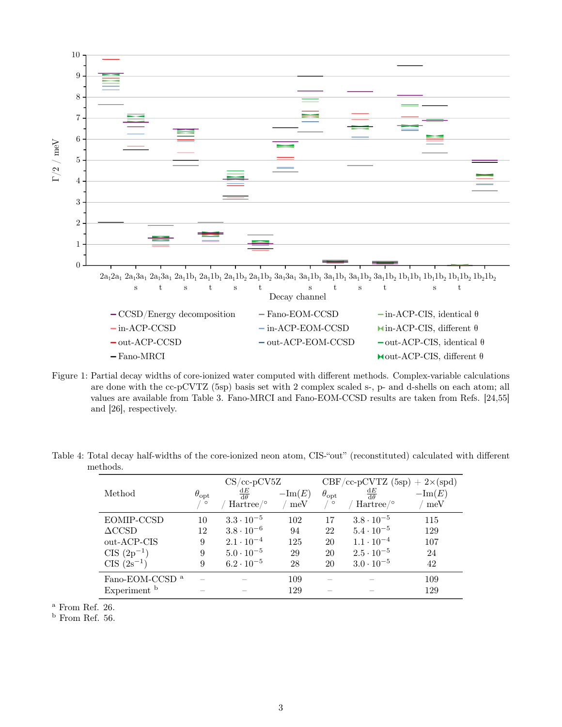Figure 1: Partial decay widths of core-ionized water computed with different methods. Complex-variable calculations are done with the cc-pCVTZ (5sp) basis set with 2 complex scaled s-, p- and d-shells on each atom; all values are available from Table 3. Fano-MRCI and Fano-EOM-CCSD results are taken from Refs. [24,55] and [26], respectively.

Table 4: Total decay half-widths of the core-ionized neon atom, CIS-"out" (reconstituted) calculated with different methods.

| Method | CS/cc-pCV5Z | | | CBF/cc-pCVTZ (5sp) + 2×(spd) | | |
|---|---|---|---|---|---|---|
| | $\theta_{opt}$ / ° | $\frac{dE}{d\theta}$ / Hartree/° | $-\mathrm{Im}(E)$ / meV | $\theta_{opt}$ / ° | $\frac{dE}{d\theta}$ / Hartree/° | $-\mathrm{Im}(E)$ / meV |
| EOMIP-CCSD | 10 | $3.3 \cdot 10^{-5}$ | 102 | 17 | $3.8 \cdot 10^{-5}$ | 115 |
| ΔCCSD | 12 | $3.8 \cdot 10^{-6}$ | 94 | 22 | $5.4 \cdot 10^{-5}$ | 129 |
| out-ACP-CIS | 9 | $2.1 \cdot 10^{-4}$ | 125 | 20 | $1.1 \cdot 10^{-4}$ | 107 |
| CIS ($2p^{-1}$) | 9 | $5.0 \cdot 10^{-5}$ | 29 | 20 | $2.5 \cdot 10^{-5}$ | 24 |
| CIS ($2s^{-1}$) | 9 | $6.2 \cdot 10^{-5}$ | 28 | 20 | $3.0 \cdot 10^{-5}$ | 42 |
| Fano-EOM-CCSD [a] | – | – | 109 | – | – | 109 |
| Experiment [b] | – | – | 129 | – | – | 129 |

[a] From Ref. 26.
[b] From Ref. 56.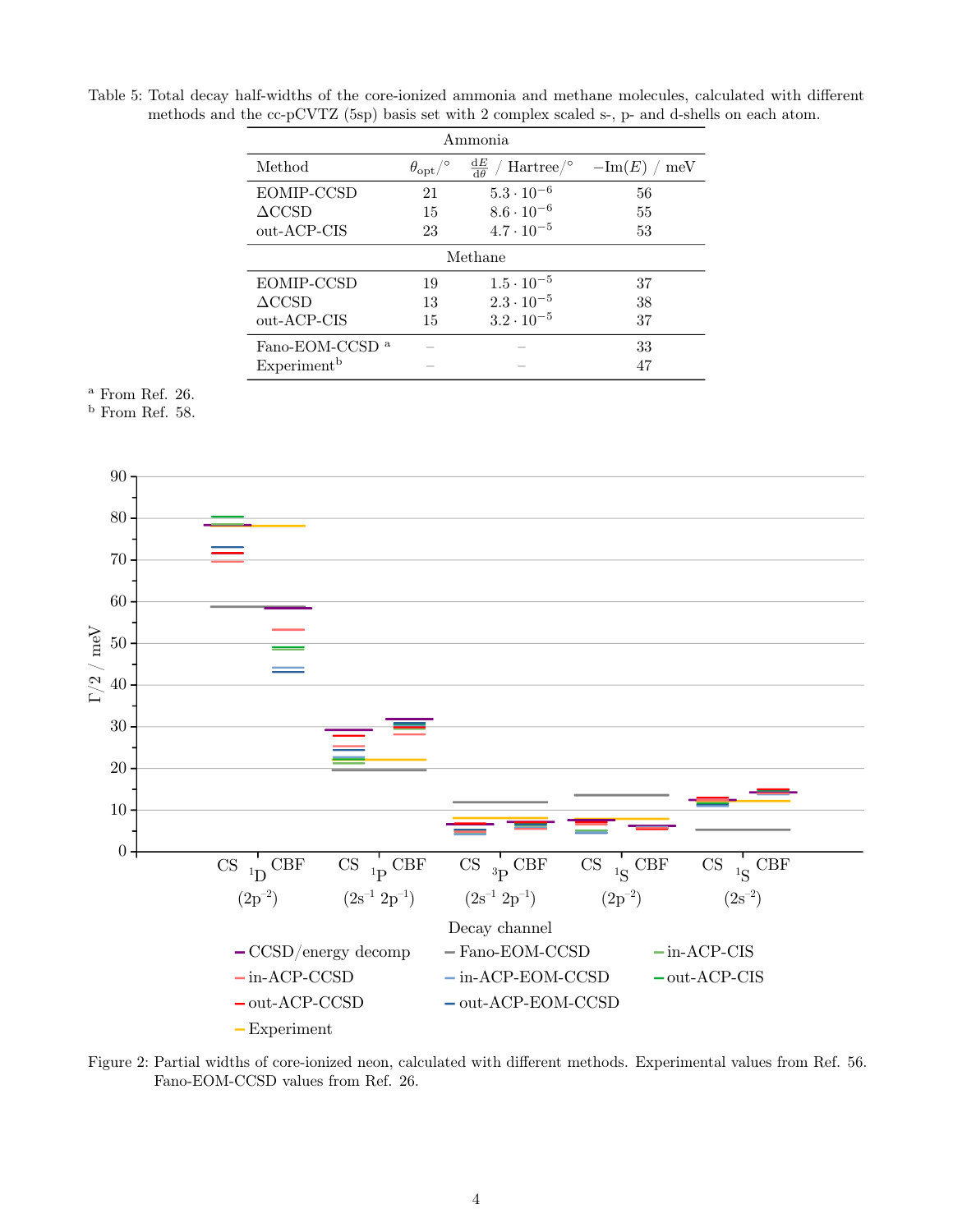Table 5: Total decay half-widths of the core-ionized ammonia and methane molecules, calculated with different methods and the cc-pCVTZ (5sp) basis set with 2 complex scaled s-, p- and d-shells on each atom.

| Method | $\theta_{\text{opt}}/°$ | $\frac{\text{d}E}{\text{d}\theta}$ / Hartree/° | $-\text{Im}(E)$ / meV |
|---|---|---|---|
| **Ammonia** | | | |
| EOMIP-CCSD | 21 | $5.3 \cdot 10^{-6}$ | 56 |
| ΔCCSD | 15 | $8.6 \cdot 10^{-6}$ | 55 |
| out-ACP-CIS | 23 | $4.7 \cdot 10^{-5}$ | 53 |
| **Methane** | | | |
| EOMIP-CCSD | 19 | $1.5 \cdot 10^{-5}$ | 37 |
| ΔCCSD | 13 | $2.3 \cdot 10^{-5}$ | 38 |
| out-ACP-CIS | 15 | $3.2 \cdot 10^{-5}$ | 37 |
| Fano-EOM-CCSD [a] | – | – | 33 |
| Experiment [b] | – | – | 47 |

[a] From Ref. 26.
[b] From Ref. 58.

Figure 2: Partial widths of core-ionized neon, calculated with different methods. Experimental values from Ref. 56. Fano-EOM-CCSD values from Ref. 26.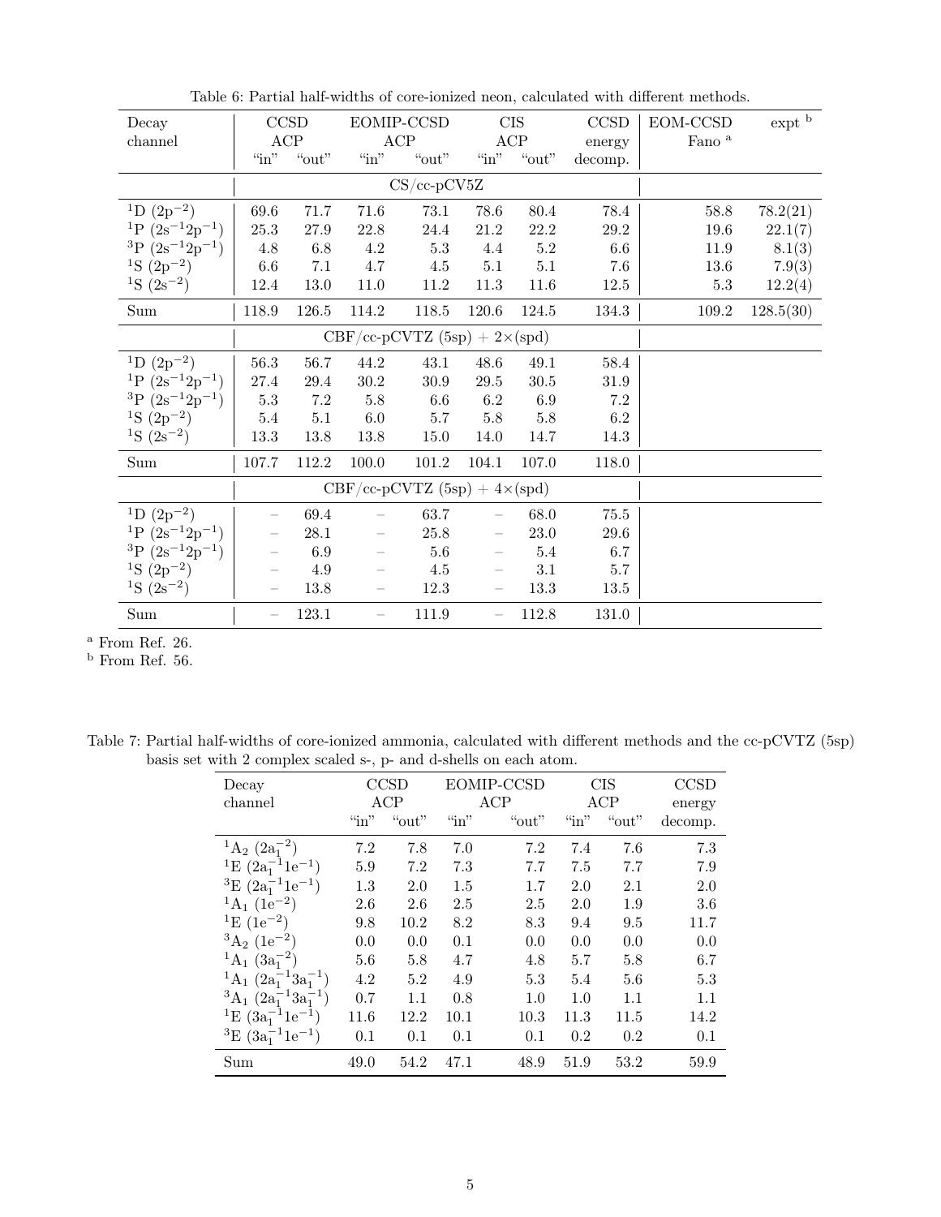Table 6: Partial half-widths of core-ionized neon, calculated with different methods.

| Decay channel | CCSD ACP "in" | CCSD ACP "out" | EOMIP-CCSD ACP "in" | EOMIP-CCSD ACP "out" | CIS ACP "in" | CIS ACP "out" | CCSD energy decomp. | EOM-CCSD Fano [a] | expt [b] |
|---|---|---|---|---|---|---|---|---|---|
| | CS/cc-pCV5Z | | | | | | | | |
| $^1$D ($2p^{-2}$) | 69.6 | 71.7 | 71.6 | 73.1 | 78.6 | 80.4 | 78.4 | 58.8 | 78.2(21) |
| $^1$P ($2s^{-1}2p^{-1}$) | 25.3 | 27.9 | 22.8 | 24.4 | 21.2 | 22.2 | 29.2 | 19.6 | 22.1(7) |
| $^3$P ($2s^{-1}2p^{-1}$) | 4.8 | 6.8 | 4.2 | 5.3 | 4.4 | 5.2 | 6.6 | 11.9 | 8.1(3) |
| $^1$S ($2p^{-2}$) | 6.6 | 7.1 | 4.7 | 4.5 | 5.1 | 5.1 | 7.6 | 13.6 | 7.9(3) |
| $^1$S ($2s^{-2}$) | 12.4 | 13.0 | 11.0 | 11.2 | 11.3 | 11.6 | 12.5 | 5.3 | 12.2(4) |
| Sum | 118.9 | 126.5 | 114.2 | 118.5 | 120.6 | 124.5 | 134.3 | 109.2 | 128.5(30) |
| | CBF/cc-pCVTZ (5sp) + 2×(spd) | | | | | | | | |
| $^1$D ($2p^{-2}$) | 56.3 | 56.7 | 44.2 | 43.1 | 48.6 | 49.1 | 58.4 | | |
| $^1$P ($2s^{-1}2p^{-1}$) | 27.4 | 29.4 | 30.2 | 30.9 | 29.5 | 30.5 | 31.9 | | |
| $^3$P ($2s^{-1}2p^{-1}$) | 5.3 | 7.2 | 5.8 | 6.6 | 6.2 | 6.9 | 7.2 | | |
| $^1$S ($2p^{-2}$) | 5.4 | 5.1 | 6.0 | 5.7 | 5.8 | 5.8 | 6.2 | | |
| $^1$S ($2s^{-2}$) | 13.3 | 13.8 | 13.8 | 15.0 | 14.0 | 14.7 | 14.3 | | |
| Sum | 107.7 | 112.2 | 100.0 | 101.2 | 104.1 | 107.0 | 118.0 | | |
| | CBF/cc-pCVTZ (5sp) + 4×(spd) | | | | | | | | |
| $^1$D ($2p^{-2}$) | – | 69.4 | – | 63.7 | – | 68.0 | 75.5 | | |
| $^1$P ($2s^{-1}2p^{-1}$) | – | 28.1 | – | 25.8 | – | 23.0 | 29.6 | | |
| $^3$P ($2s^{-1}2p^{-1}$) | – | 6.9 | – | 5.6 | – | 5.4 | 6.7 | | |
| $^1$S ($2p^{-2}$) | – | 4.9 | – | 4.5 | – | 3.1 | 5.7 | | |
| $^1$S ($2s^{-2}$) | – | 13.8 | – | 12.3 | – | 13.3 | 13.5 | | |
| Sum | – | 123.1 | – | 111.9 | – | 112.8 | 131.0 | | |

[a] From Ref. 26.
[b] From Ref. 56.

Table 7: Partial half-widths of core-ionized ammonia, calculated with different methods and the cc-pCVTZ (5sp) basis set with 2 complex scaled s-, p- and d-shells on each atom.

| Decay channel | CCSD ACP "in" | CCSD ACP "out" | EOMIP-CCSD ACP "in" | EOMIP-CCSD ACP "out" | CIS ACP "in" | CIS ACP "out" | CCSD energy decomp. |
|---|---|---|---|---|---|---|---|
| $^1$A$_2$ ($2a_1^{-2}$) | 7.2 | 7.8 | 7.0 | 7.2 | 7.4 | 7.6 | 7.3 |
| $^1$E ($2a_1^{-1}1e^{-1}$) | 5.9 | 7.2 | 7.3 | 7.7 | 7.5 | 7.7 | 7.9 |
| $^3$E ($2a_1^{-1}1e^{-1}$) | 1.3 | 2.0 | 1.5 | 1.7 | 2.0 | 2.1 | 2.0 |
| $^1$A$_1$ ($1e^{-2}$) | 2.6 | 2.6 | 2.5 | 2.5 | 2.0 | 1.9 | 3.6 |
| $^1$E ($1e^{-2}$) | 9.8 | 10.2 | 8.2 | 8.3 | 9.4 | 9.5 | 11.7 |
| $^3$A$_2$ ($1e^{-2}$) | 0.0 | 0.0 | 0.1 | 0.0 | 0.0 | 0.0 | 0.0 |
| $^1$A$_1$ ($3a_1^{-2}$) | 5.6 | 5.8 | 4.7 | 4.8 | 5.7 | 5.8 | 6.7 |
| $^1$A$_1$ ($2a_1^{-1}3a_1^{-1}$) | 4.2 | 5.2 | 4.9 | 5.3 | 5.4 | 5.6 | 5.3 |
| $^3$A$_1$ ($2a_1^{-1}3a_1^{-1}$) | 0.7 | 1.1 | 0.8 | 1.0 | 1.0 | 1.1 | 1.1 |
| $^1$E ($3a_1^{-1}1e^{-1}$) | 11.6 | 12.2 | 10.1 | 10.3 | 11.3 | 11.5 | 14.2 |
| $^3$E ($3a_1^{-1}1e^{-1}$) | 0.1 | 0.1 | 0.1 | 0.1 | 0.2 | 0.2 | 0.1 |
| Sum | 49.0 | 54.2 | 47.1 | 48.9 | 51.9 | 53.2 | 59.9 |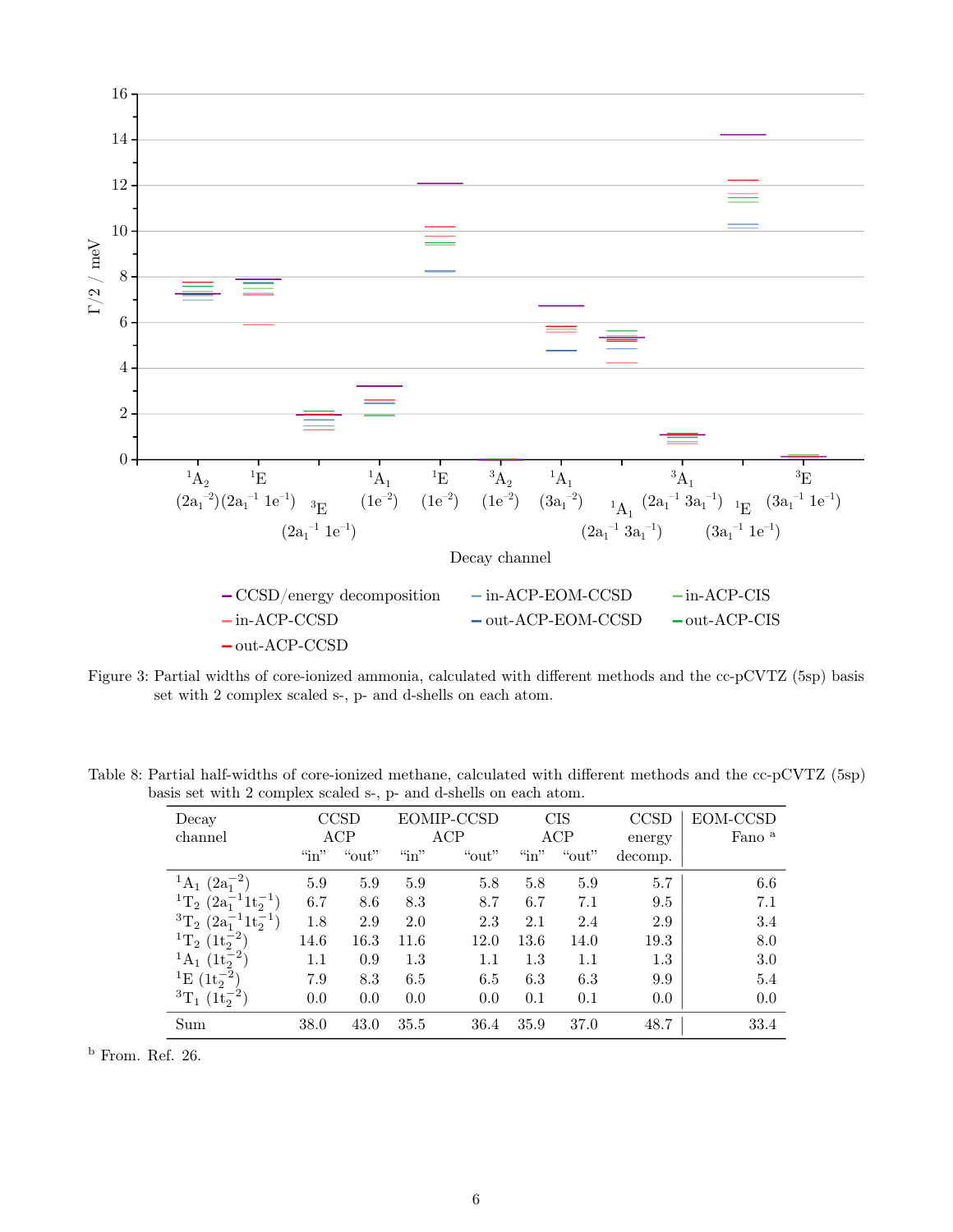Figure 3: Partial widths of core-ionized ammonia, calculated with different methods and the cc-pCVTZ (5sp) basis set with 2 complex scaled s-, p- and d-shells on each atom.

Table 8: Partial half-widths of core-ionized methane, calculated with different methods and the cc-pCVTZ (5sp) basis set with 2 complex scaled s-, p- and d-shells on each atom.

| Decay channel | CCSD ACP "in" | CCSD ACP "out" | EOMIP-CCSD ACP "in" | EOMIP-CCSD ACP "out" | CIS ACP "in" | CIS ACP "out" | CCSD energy decomp. | EOM-CCSD Fano [a] |
|---|---|---|---|---|---|---|---|---|
| $^1A_1$ $(2a_1^{-2})$ | 5.9 | 5.9 | 5.9 | 5.8 | 5.8 | 5.9 | 5.7 | 6.6 |
| $^1T_2$ $(2a_1^{-1}1t_2^{-1})$ | 6.7 | 8.6 | 8.3 | 8.7 | 6.7 | 7.1 | 9.5 | 7.1 |
| $^3T_2$ $(2a_1^{-1}1t_2^{-1})$ | 1.8 | 2.9 | 2.0 | 2.3 | 2.1 | 2.4 | 2.9 | 3.4 |
| $^1T_2$ $(1t_2^{-2})$ | 14.6 | 16.3 | 11.6 | 12.0 | 13.6 | 14.0 | 19.3 | 8.0 |
| $^1A_1$ $(1t_2^{-2})$ | 1.1 | 0.9 | 1.3 | 1.1 | 1.3 | 1.1 | 1.3 | 3.0 |
| $^1E$ $(1t_2^{-2})$ | 7.9 | 8.3 | 6.5 | 6.5 | 6.3 | 6.3 | 9.9 | 5.4 |
| $^3T_1$ $(1t_2^{-2})$ | 0.0 | 0.0 | 0.0 | 0.0 | 0.1 | 0.1 | 0.0 | 0.0 |
| Sum | 38.0 | 43.0 | 35.5 | 36.4 | 35.9 | 37.0 | 48.7 | 33.4 |

[b] From. Ref. 26.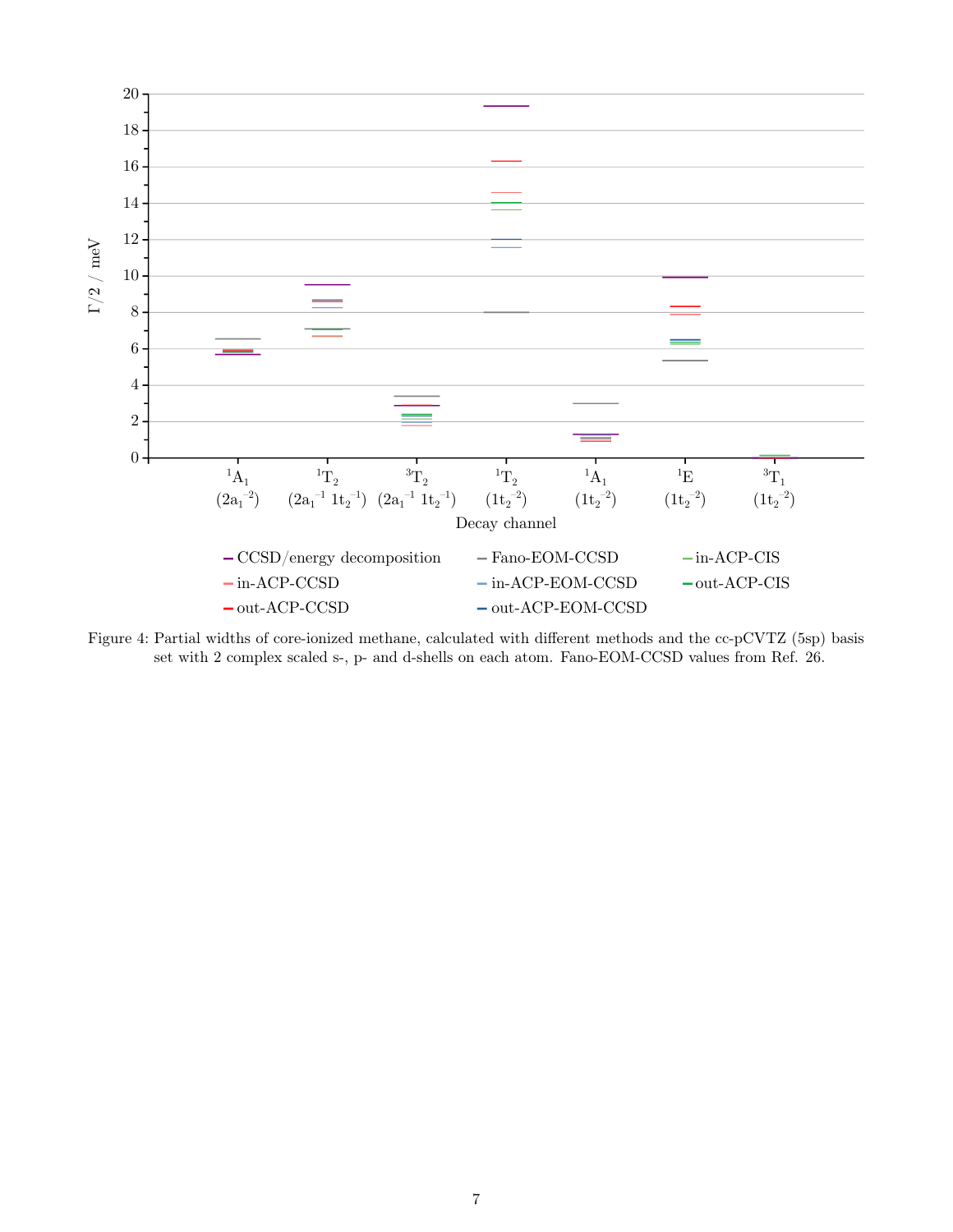Figure 4: Partial widths of core-ionized methane, calculated with different methods and the cc-pCVTZ (5sp) basis set with 2 complex scaled s-, p- and d-shells on each atom. Fano-EOM-CCSD values from Ref. 26.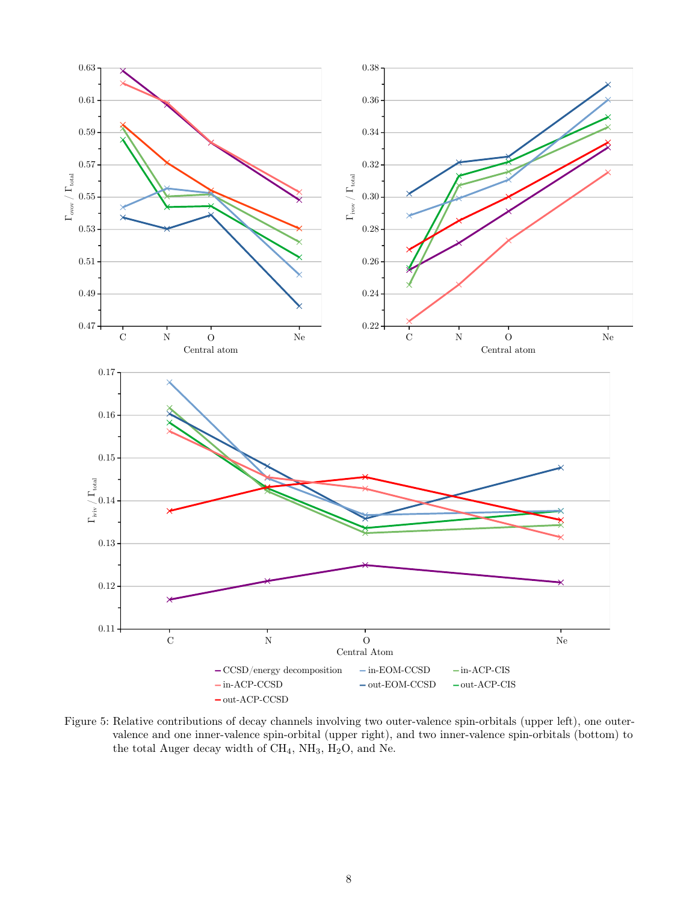0.63
0.61
0.59
0.57
0.55
0.53
0.51
0.49
0.47

$\Gamma_{ovov}$ / $\Gamma_{total}$

C N O Ne

Central atom

0.38
0.36
0.34
0.32
0.30
0.28
0.26
0.24
0.22

$\Gamma_{ivov}$ / $\Gamma_{total}$

C N O Ne

Central atom

0.17
0.16
0.15
0.14
0.13
0.12
0.11

$\Gamma_{iviv}$ / $\Gamma_{total}$

C N O Ne

Central Atom

CCSD/energy decomposition
in-EOM-CCSD
in-ACP-CIS
in-ACP-CCSD
out-EOM-CCSD
out-ACP-CIS
out-ACP-CCSD

Figure 5: Relative contributions of decay channels involving two outer-valence spin-orbitals (upper left), one outer-valence and one inner-valence spin-orbital (upper right), and two inner-valence spin-orbitals (bottom) to the total Auger decay width of $CH_4$, $NH_3$, $H_2O$, and Ne.